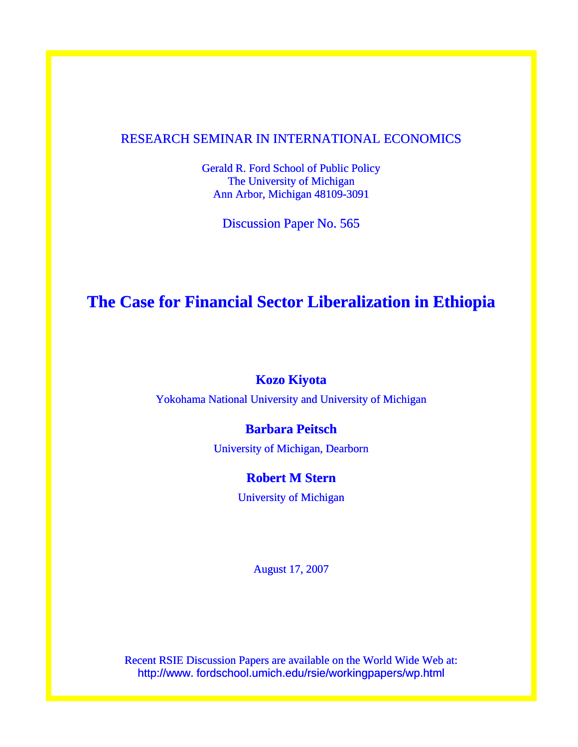RESEARCH SEMINAR IN INTERNATIONAL ECONOMICS

Gerald R. Ford School of Public Policy
The University of Michigan
Ann Arbor, Michigan 48109-3091

Discussion Paper No. 565

# The Case for Financial Sector Liberalization in Ethiopia

**Kozo Kiyota**

Yokohama National University and University of Michigan

**Barbara Peitsch**

University of Michigan, Dearborn

**Robert M Stern**

University of Michigan

August 17, 2007

Recent RSIE Discussion Papers are available on the World Wide Web at:
http://www. fordschool.umich.edu/rsie/workingpapers/wp.html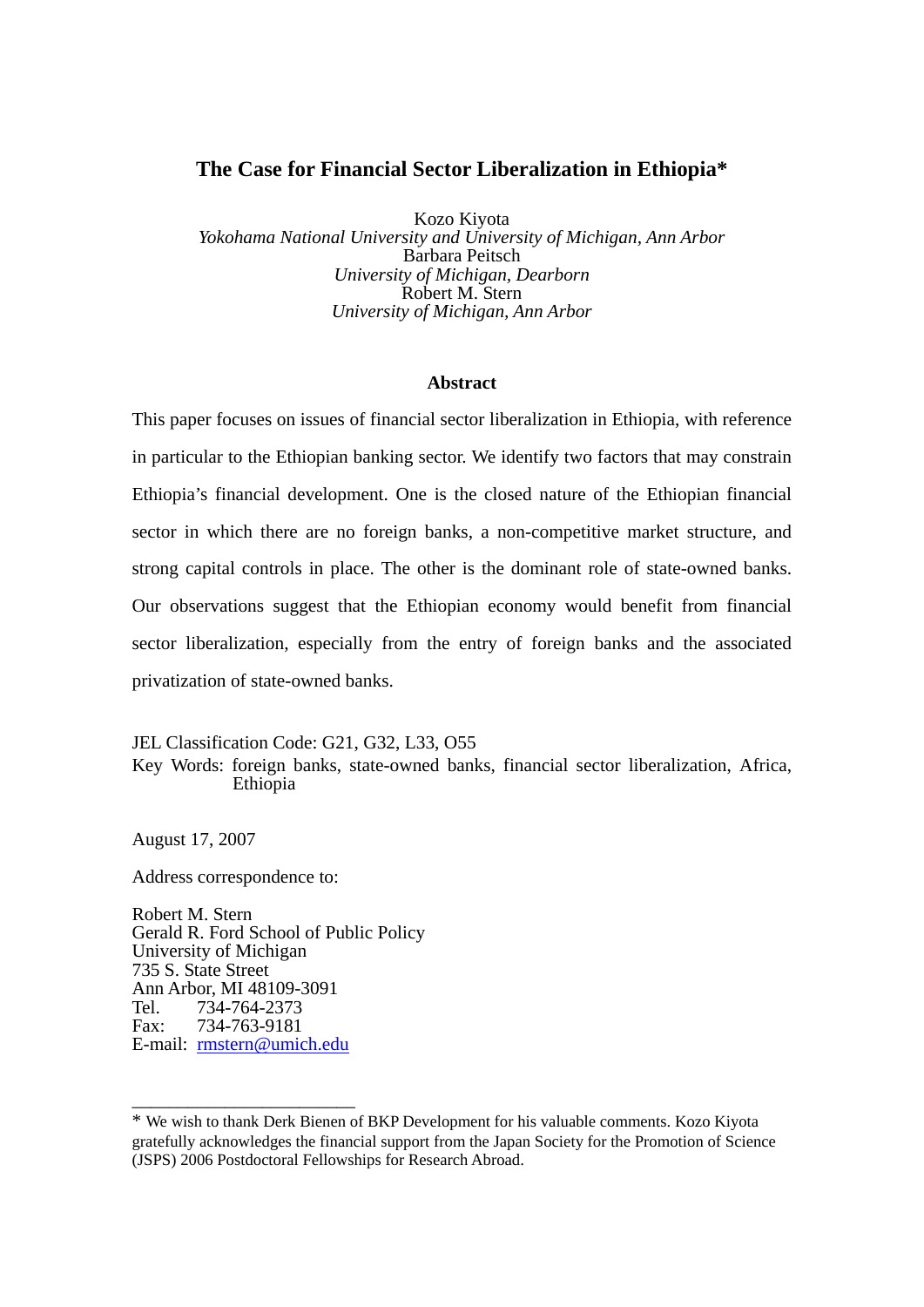# The Case for Financial Sector Liberalization in Ethiopia*

Kozo Kiyota
*Yokohama National University and University of Michigan, Ann Arbor*
Barbara Peitsch
*University of Michigan, Dearborn*
Robert M. Stern
*University of Michigan, Ann Arbor*

## Abstract

This paper focuses on issues of financial sector liberalization in Ethiopia, with reference in particular to the Ethiopian banking sector. We identify two factors that may constrain Ethiopia's financial development. One is the closed nature of the Ethiopian financial sector in which there are no foreign banks, a non-competitive market structure, and strong capital controls in place. The other is the dominant role of state-owned banks. Our observations suggest that the Ethiopian economy would benefit from financial sector liberalization, especially from the entry of foreign banks and the associated privatization of state-owned banks.

JEL Classification Code: G21, G32, L33, O55
Key Words: foreign banks, state-owned banks, financial sector liberalization, Africa, Ethiopia

August 17, 2007

Address correspondence to:

Robert M. Stern
Gerald R. Ford School of Public Policy
University of Michigan
735 S. State Street
Ann Arbor, MI 48109-3091
Tel. 734-764-2373
Fax: 734-763-9181
E-mail: rmstern@umich.edu

---

* We wish to thank Derk Bienen of BKP Development for his valuable comments. Kozo Kiyota gratefully acknowledges the financial support from the Japan Society for the Promotion of Science (JSPS) 2006 Postdoctoral Fellowships for Research Abroad.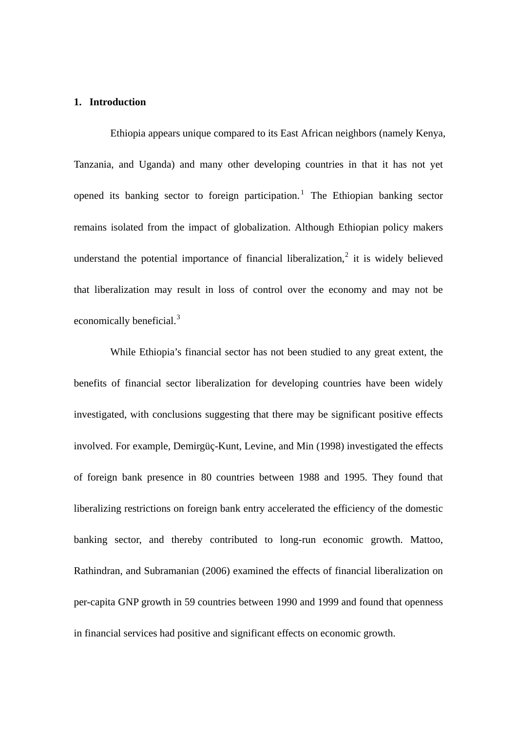## 1. Introduction

Ethiopia appears unique compared to its East African neighbors (namely Kenya, Tanzania, and Uganda) and many other developing countries in that it has not yet opened its banking sector to foreign participation.[1] The Ethiopian banking sector remains isolated from the impact of globalization. Although Ethiopian policy makers understand the potential importance of financial liberalization,[2] it is widely believed that liberalization may result in loss of control over the economy and may not be economically beneficial.[3]

While Ethiopia's financial sector has not been studied to any great extent, the benefits of financial sector liberalization for developing countries have been widely investigated, with conclusions suggesting that there may be significant positive effects involved. For example, Demirgüç-Kunt, Levine, and Min (1998) investigated the effects of foreign bank presence in 80 countries between 1988 and 1995. They found that liberalizing restrictions on foreign bank entry accelerated the efficiency of the domestic banking sector, and thereby contributed to long-run economic growth. Mattoo, Rathindran, and Subramanian (2006) examined the effects of financial liberalization on per-capita GNP growth in 59 countries between 1990 and 1999 and found that openness in financial services had positive and significant effects on economic growth.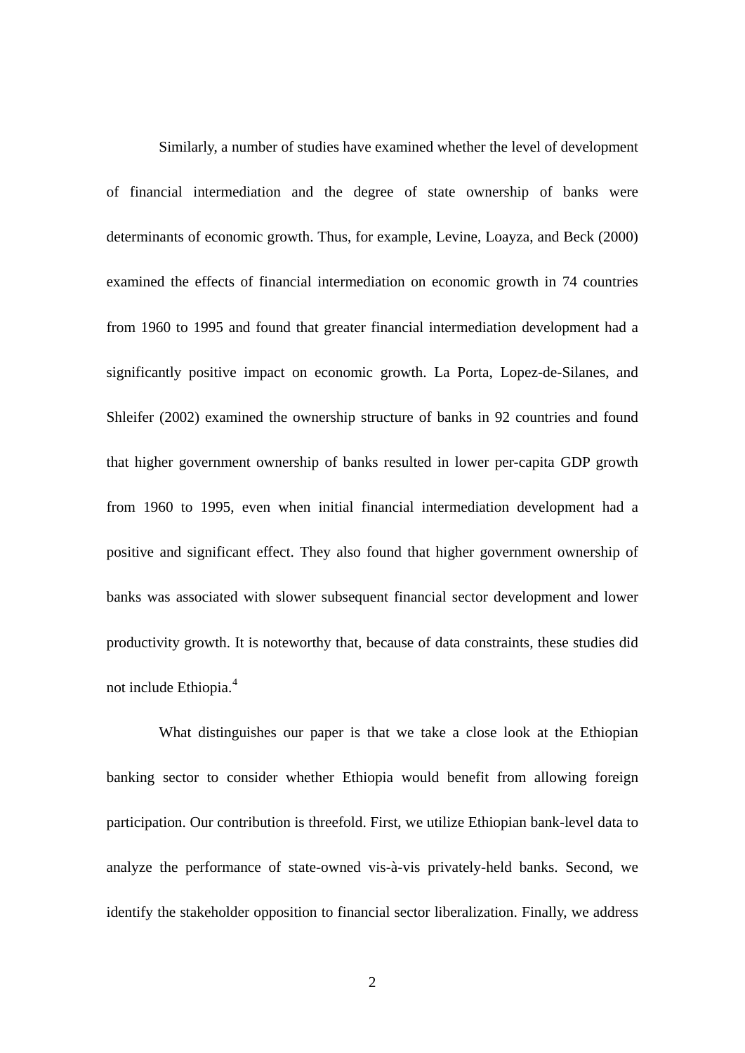Similarly, a number of studies have examined whether the level of development of financial intermediation and the degree of state ownership of banks were determinants of economic growth. Thus, for example, Levine, Loayza, and Beck (2000) examined the effects of financial intermediation on economic growth in 74 countries from 1960 to 1995 and found that greater financial intermediation development had a significantly positive impact on economic growth. La Porta, Lopez-de-Silanes, and Shleifer (2002) examined the ownership structure of banks in 92 countries and found that higher government ownership of banks resulted in lower per-capita GDP growth from 1960 to 1995, even when initial financial intermediation development had a positive and significant effect. They also found that higher government ownership of banks was associated with slower subsequent financial sector development and lower productivity growth. It is noteworthy that, because of data constraints, these studies did not include Ethiopia.[4]

What distinguishes our paper is that we take a close look at the Ethiopian banking sector to consider whether Ethiopia would benefit from allowing foreign participation. Our contribution is threefold. First, we utilize Ethiopian bank-level data to analyze the performance of state-owned vis-à-vis privately-held banks. Second, we identify the stakeholder opposition to financial sector liberalization. Finally, we address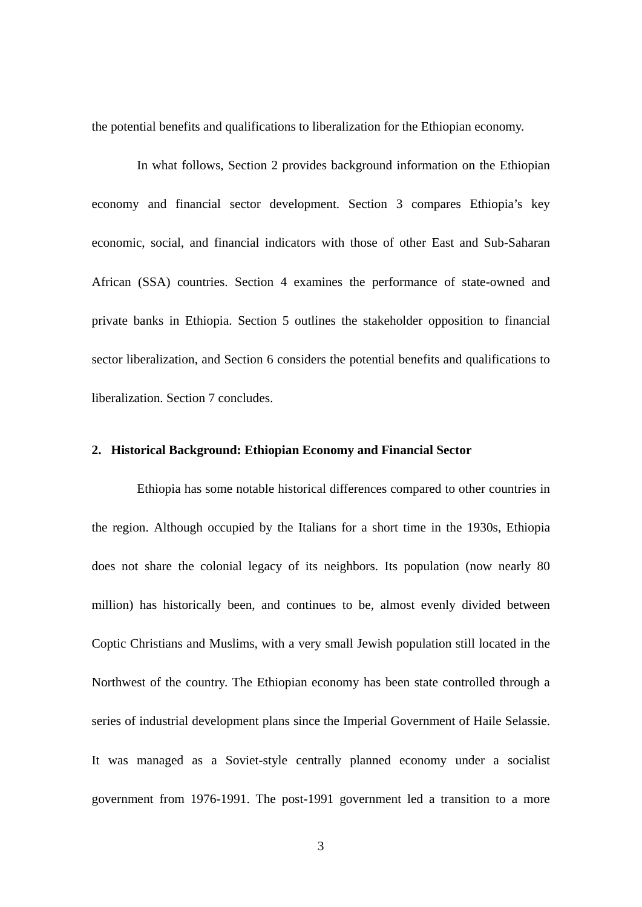the potential benefits and qualifications to liberalization for the Ethiopian economy.

In what follows, Section 2 provides background information on the Ethiopian economy and financial sector development. Section 3 compares Ethiopia's key economic, social, and financial indicators with those of other East and Sub-Saharan African (SSA) countries. Section 4 examines the performance of state-owned and private banks in Ethiopia. Section 5 outlines the stakeholder opposition to financial sector liberalization, and Section 6 considers the potential benefits and qualifications to liberalization. Section 7 concludes.

## 2. Historical Background: Ethiopian Economy and Financial Sector

Ethiopia has some notable historical differences compared to other countries in the region. Although occupied by the Italians for a short time in the 1930s, Ethiopia does not share the colonial legacy of its neighbors. Its population (now nearly 80 million) has historically been, and continues to be, almost evenly divided between Coptic Christians and Muslims, with a very small Jewish population still located in the Northwest of the country. The Ethiopian economy has been state controlled through a series of industrial development plans since the Imperial Government of Haile Selassie. It was managed as a Soviet-style centrally planned economy under a socialist government from 1976-1991. The post-1991 government led a transition to a more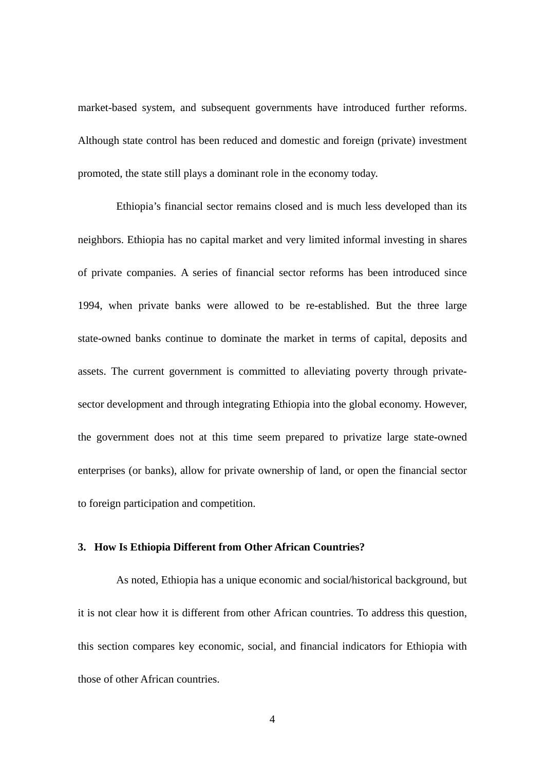market-based system, and subsequent governments have introduced further reforms. Although state control has been reduced and domestic and foreign (private) investment promoted, the state still plays a dominant role in the economy today.

Ethiopia's financial sector remains closed and is much less developed than its neighbors. Ethiopia has no capital market and very limited informal investing in shares of private companies. A series of financial sector reforms has been introduced since 1994, when private banks were allowed to be re-established. But the three large state-owned banks continue to dominate the market in terms of capital, deposits and assets. The current government is committed to alleviating poverty through private-sector development and through integrating Ethiopia into the global economy. However, the government does not at this time seem prepared to privatize large state-owned enterprises (or banks), allow for private ownership of land, or open the financial sector to foreign participation and competition.

## 3. How Is Ethiopia Different from Other African Countries?

As noted, Ethiopia has a unique economic and social/historical background, but it is not clear how it is different from other African countries. To address this question, this section compares key economic, social, and financial indicators for Ethiopia with those of other African countries.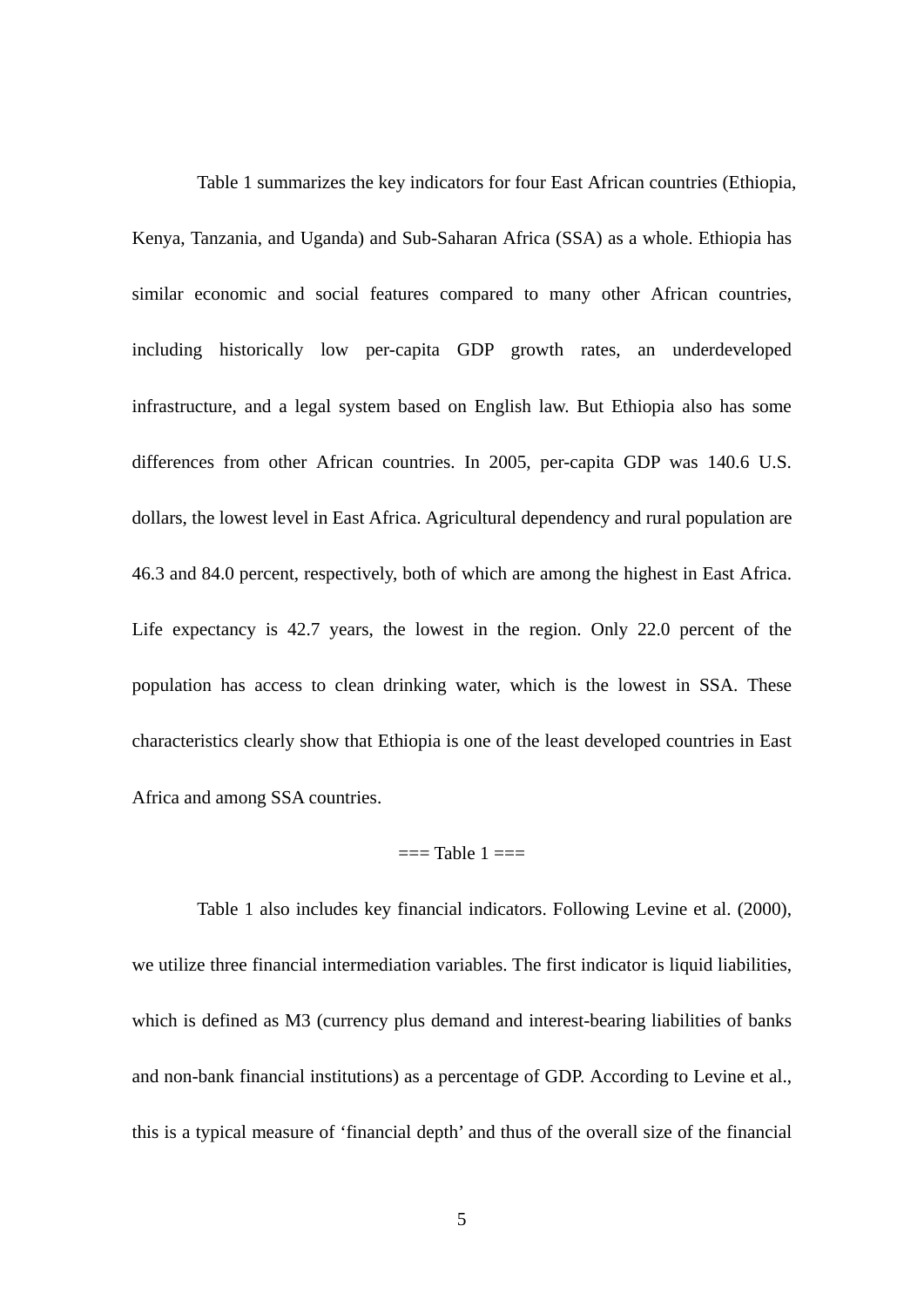Table 1 summarizes the key indicators for four East African countries (Ethiopia, Kenya, Tanzania, and Uganda) and Sub-Saharan Africa (SSA) as a whole. Ethiopia has similar economic and social features compared to many other African countries, including historically low per-capita GDP growth rates, an underdeveloped infrastructure, and a legal system based on English law. But Ethiopia also has some differences from other African countries. In 2005, per-capita GDP was 140.6 U.S. dollars, the lowest level in East Africa. Agricultural dependency and rural population are 46.3 and 84.0 percent, respectively, both of which are among the highest in East Africa. Life expectancy is 42.7 years, the lowest in the region. Only 22.0 percent of the population has access to clean drinking water, which is the lowest in SSA. These characteristics clearly show that Ethiopia is one of the least developed countries in East Africa and among SSA countries.

=== Table 1 ===

Table 1 also includes key financial indicators. Following Levine et al. (2000), we utilize three financial intermediation variables. The first indicator is liquid liabilities, which is defined as M3 (currency plus demand and interest-bearing liabilities of banks and non-bank financial institutions) as a percentage of GDP. According to Levine et al., this is a typical measure of 'financial depth' and thus of the overall size of the financial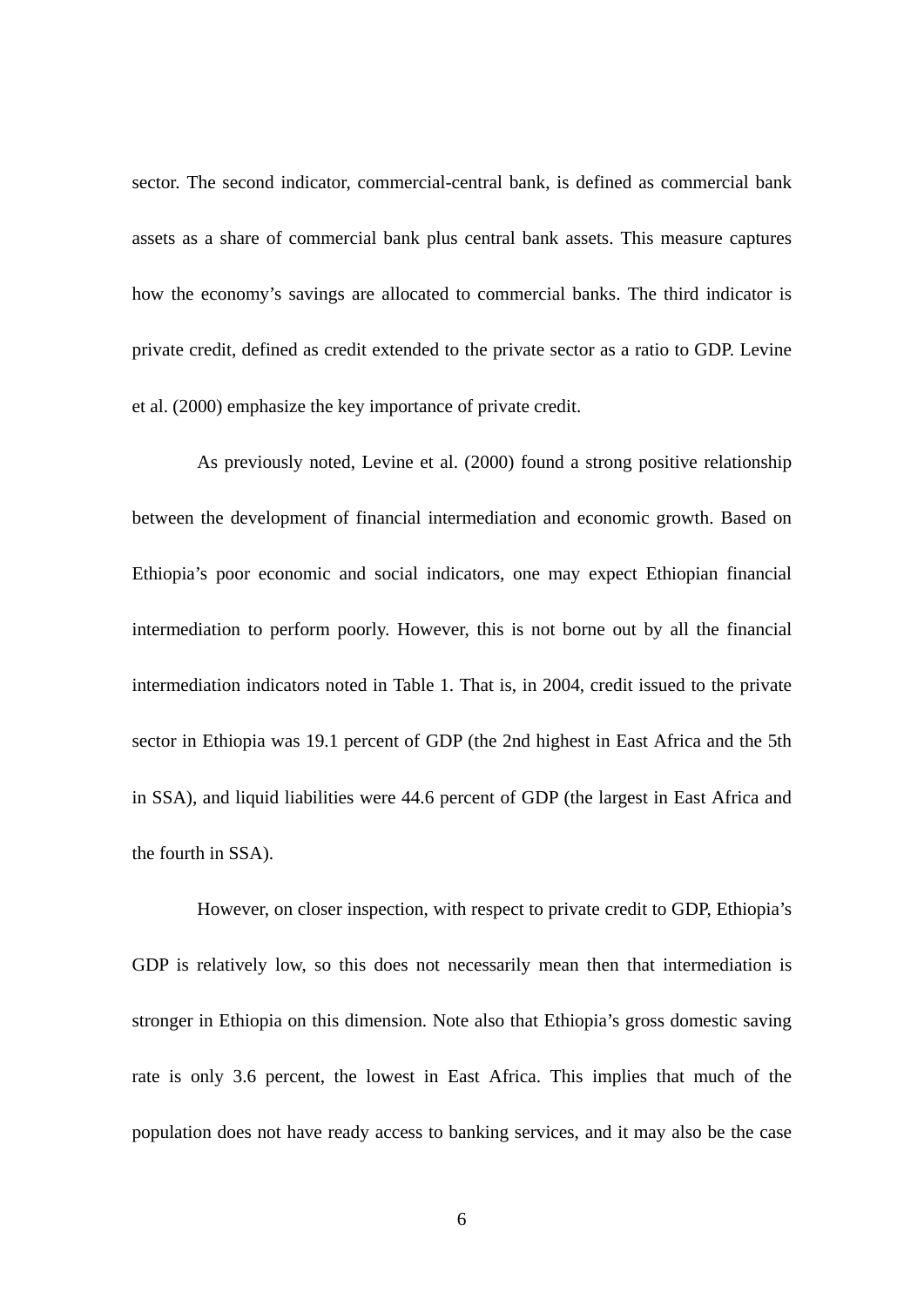sector. The second indicator, commercial-central bank, is defined as commercial bank assets as a share of commercial bank plus central bank assets. This measure captures how the economy's savings are allocated to commercial banks. The third indicator is private credit, defined as credit extended to the private sector as a ratio to GDP. Levine et al. (2000) emphasize the key importance of private credit.

As previously noted, Levine et al. (2000) found a strong positive relationship between the development of financial intermediation and economic growth. Based on Ethiopia's poor economic and social indicators, one may expect Ethiopian financial intermediation to perform poorly. However, this is not borne out by all the financial intermediation indicators noted in Table 1. That is, in 2004, credit issued to the private sector in Ethiopia was 19.1 percent of GDP (the 2nd highest in East Africa and the 5th in SSA), and liquid liabilities were 44.6 percent of GDP (the largest in East Africa and the fourth in SSA).

However, on closer inspection, with respect to private credit to GDP, Ethiopia's GDP is relatively low, so this does not necessarily mean then that intermediation is stronger in Ethiopia on this dimension. Note also that Ethiopia's gross domestic saving rate is only 3.6 percent, the lowest in East Africa. This implies that much of the population does not have ready access to banking services, and it may also be the case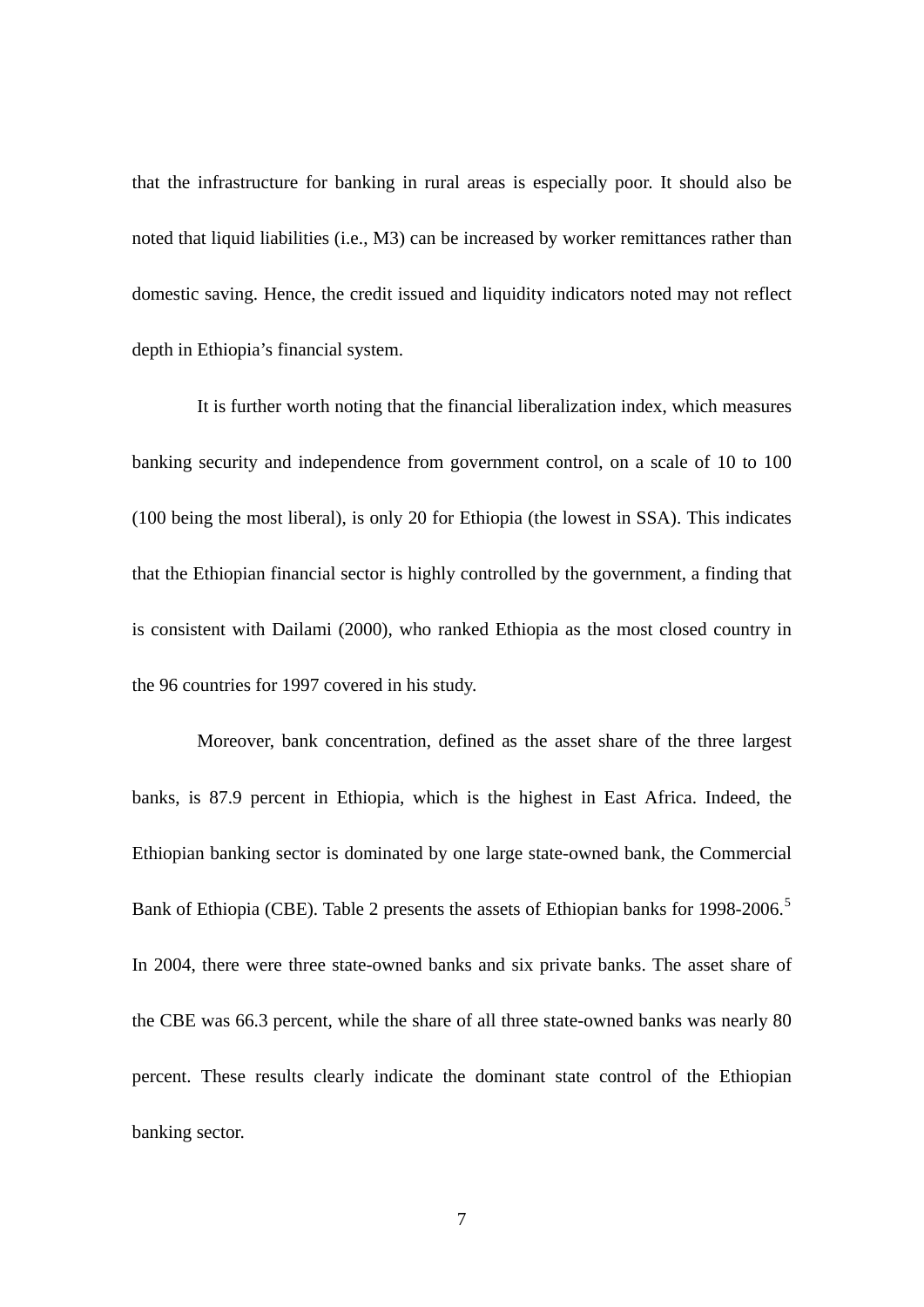that the infrastructure for banking in rural areas is especially poor. It should also be noted that liquid liabilities (i.e., M3) can be increased by worker remittances rather than domestic saving. Hence, the credit issued and liquidity indicators noted may not reflect depth in Ethiopia's financial system.

It is further worth noting that the financial liberalization index, which measures banking security and independence from government control, on a scale of 10 to 100 (100 being the most liberal), is only 20 for Ethiopia (the lowest in SSA). This indicates that the Ethiopian financial sector is highly controlled by the government, a finding that is consistent with Dailami (2000), who ranked Ethiopia as the most closed country in the 96 countries for 1997 covered in his study.

Moreover, bank concentration, defined as the asset share of the three largest banks, is 87.9 percent in Ethiopia, which is the highest in East Africa. Indeed, the Ethiopian banking sector is dominated by one large state-owned bank, the Commercial Bank of Ethiopia (CBE). Table 2 presents the assets of Ethiopian banks for 1998-2006.[5] In 2004, there were three state-owned banks and six private banks. The asset share of the CBE was 66.3 percent, while the share of all three state-owned banks was nearly 80 percent. These results clearly indicate the dominant state control of the Ethiopian banking sector.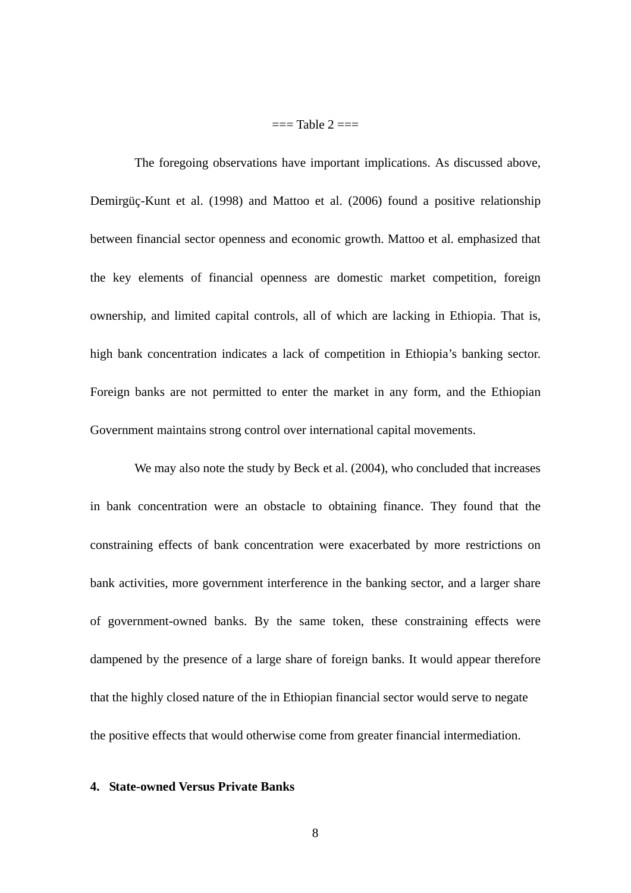=== Table 2 ===

The foregoing observations have important implications. As discussed above, Demirgüç-Kunt et al. (1998) and Mattoo et al. (2006) found a positive relationship between financial sector openness and economic growth. Mattoo et al. emphasized that the key elements of financial openness are domestic market competition, foreign ownership, and limited capital controls, all of which are lacking in Ethiopia. That is, high bank concentration indicates a lack of competition in Ethiopia's banking sector. Foreign banks are not permitted to enter the market in any form, and the Ethiopian Government maintains strong control over international capital movements.

We may also note the study by Beck et al. (2004), who concluded that increases in bank concentration were an obstacle to obtaining finance. They found that the constraining effects of bank concentration were exacerbated by more restrictions on bank activities, more government interference in the banking sector, and a larger share of government-owned banks. By the same token, these constraining effects were dampened by the presence of a large share of foreign banks. It would appear therefore that the highly closed nature of the in Ethiopian financial sector would serve to negate the positive effects that would otherwise come from greater financial intermediation.

## 4. State-owned Versus Private Banks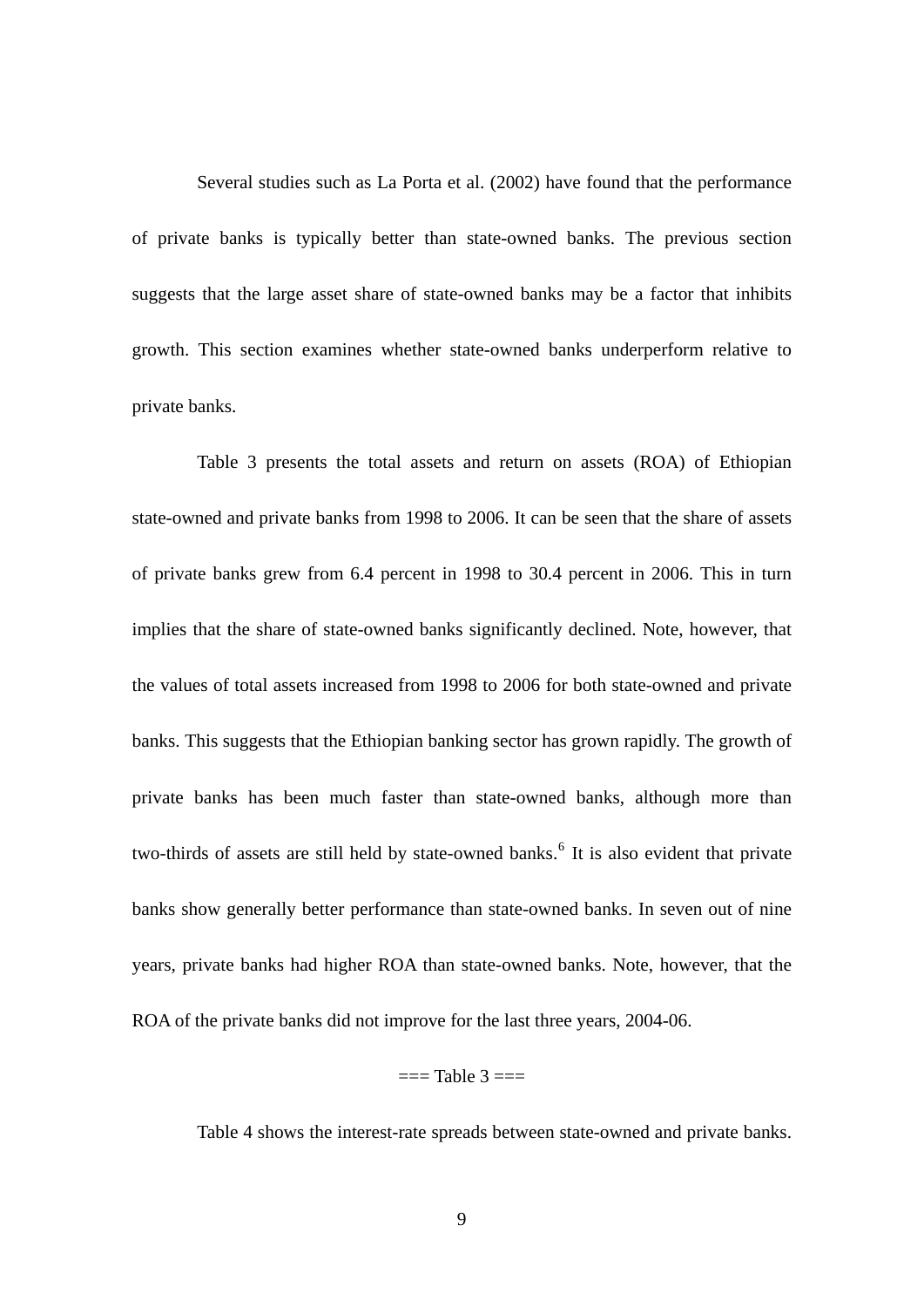Several studies such as La Porta et al. (2002) have found that the performance of private banks is typically better than state-owned banks. The previous section suggests that the large asset share of state-owned banks may be a factor that inhibits growth. This section examines whether state-owned banks underperform relative to private banks.

Table 3 presents the total assets and return on assets (ROA) of Ethiopian state-owned and private banks from 1998 to 2006. It can be seen that the share of assets of private banks grew from 6.4 percent in 1998 to 30.4 percent in 2006. This in turn implies that the share of state-owned banks significantly declined. Note, however, that the values of total assets increased from 1998 to 2006 for both state-owned and private banks. This suggests that the Ethiopian banking sector has grown rapidly. The growth of private banks has been much faster than state-owned banks, although more than two-thirds of assets are still held by state-owned banks.[6] It is also evident that private banks show generally better performance than state-owned banks. In seven out of nine years, private banks had higher ROA than state-owned banks. Note, however, that the ROA of the private banks did not improve for the last three years, 2004-06.

=== Table 3 ===

Table 4 shows the interest-rate spreads between state-owned and private banks.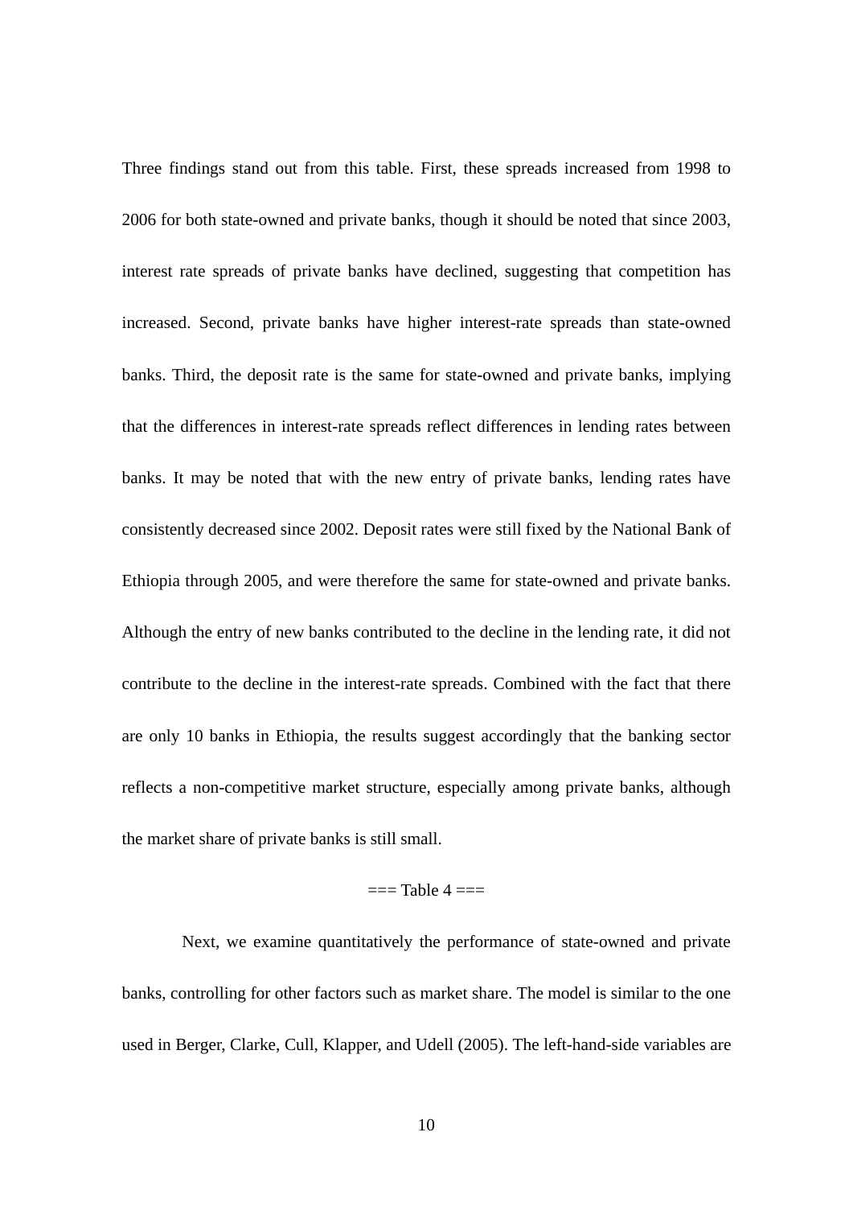Three findings stand out from this table. First, these spreads increased from 1998 to 2006 for both state-owned and private banks, though it should be noted that since 2003, interest rate spreads of private banks have declined, suggesting that competition has increased. Second, private banks have higher interest-rate spreads than state-owned banks. Third, the deposit rate is the same for state-owned and private banks, implying that the differences in interest-rate spreads reflect differences in lending rates between banks. It may be noted that with the new entry of private banks, lending rates have consistently decreased since 2002. Deposit rates were still fixed by the National Bank of Ethiopia through 2005, and were therefore the same for state-owned and private banks. Although the entry of new banks contributed to the decline in the lending rate, it did not contribute to the decline in the interest-rate spreads. Combined with the fact that there are only 10 banks in Ethiopia, the results suggest accordingly that the banking sector reflects a non-competitive market structure, especially among private banks, although the market share of private banks is still small.

=== Table 4 ===

Next, we examine quantitatively the performance of state-owned and private banks, controlling for other factors such as market share. The model is similar to the one used in Berger, Clarke, Cull, Klapper, and Udell (2005). The left-hand-side variables are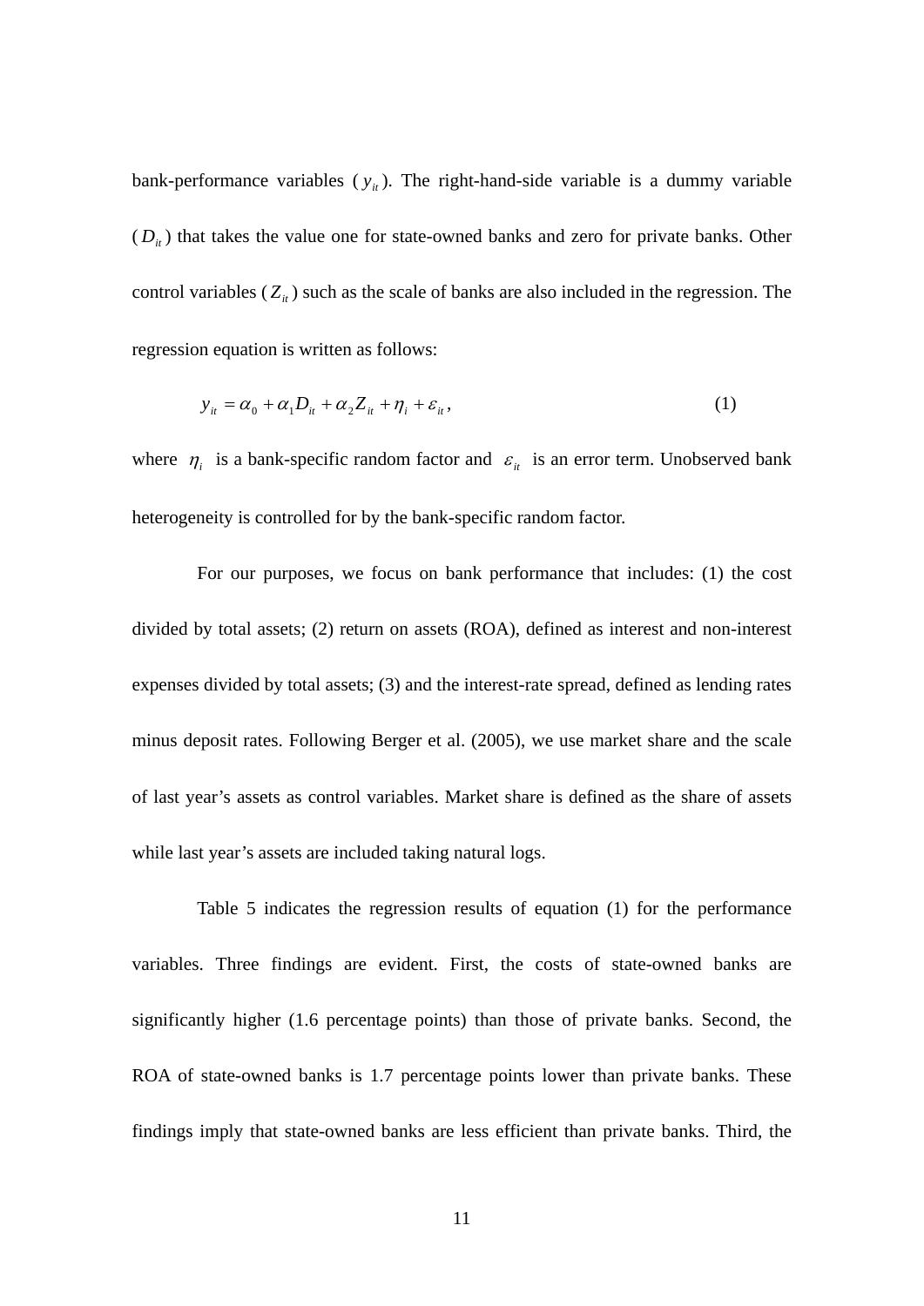bank-performance variables ($y_{it}$). The right-hand-side variable is a dummy variable ($D_{it}$) that takes the value one for state-owned banks and zero for private banks. Other control variables ($Z_{it}$) such as the scale of banks are also included in the regression. The regression equation is written as follows:

$$y_{it} = \alpha_0 + \alpha_1 D_{it} + \alpha_2 Z_{it} + \eta_i + \varepsilon_{it}, \tag{1}$$

where $\eta_i$ is a bank-specific random factor and $\varepsilon_{it}$ is an error term. Unobserved bank heterogeneity is controlled for by the bank-specific random factor.

For our purposes, we focus on bank performance that includes: (1) the cost divided by total assets; (2) return on assets (ROA), defined as interest and non-interest expenses divided by total assets; (3) and the interest-rate spread, defined as lending rates minus deposit rates. Following Berger et al. (2005), we use market share and the scale of last year's assets as control variables. Market share is defined as the share of assets while last year's assets are included taking natural logs.

Table 5 indicates the regression results of equation (1) for the performance variables. Three findings are evident. First, the costs of state-owned banks are significantly higher (1.6 percentage points) than those of private banks. Second, the ROA of state-owned banks is 1.7 percentage points lower than private banks. These findings imply that state-owned banks are less efficient than private banks. Third, the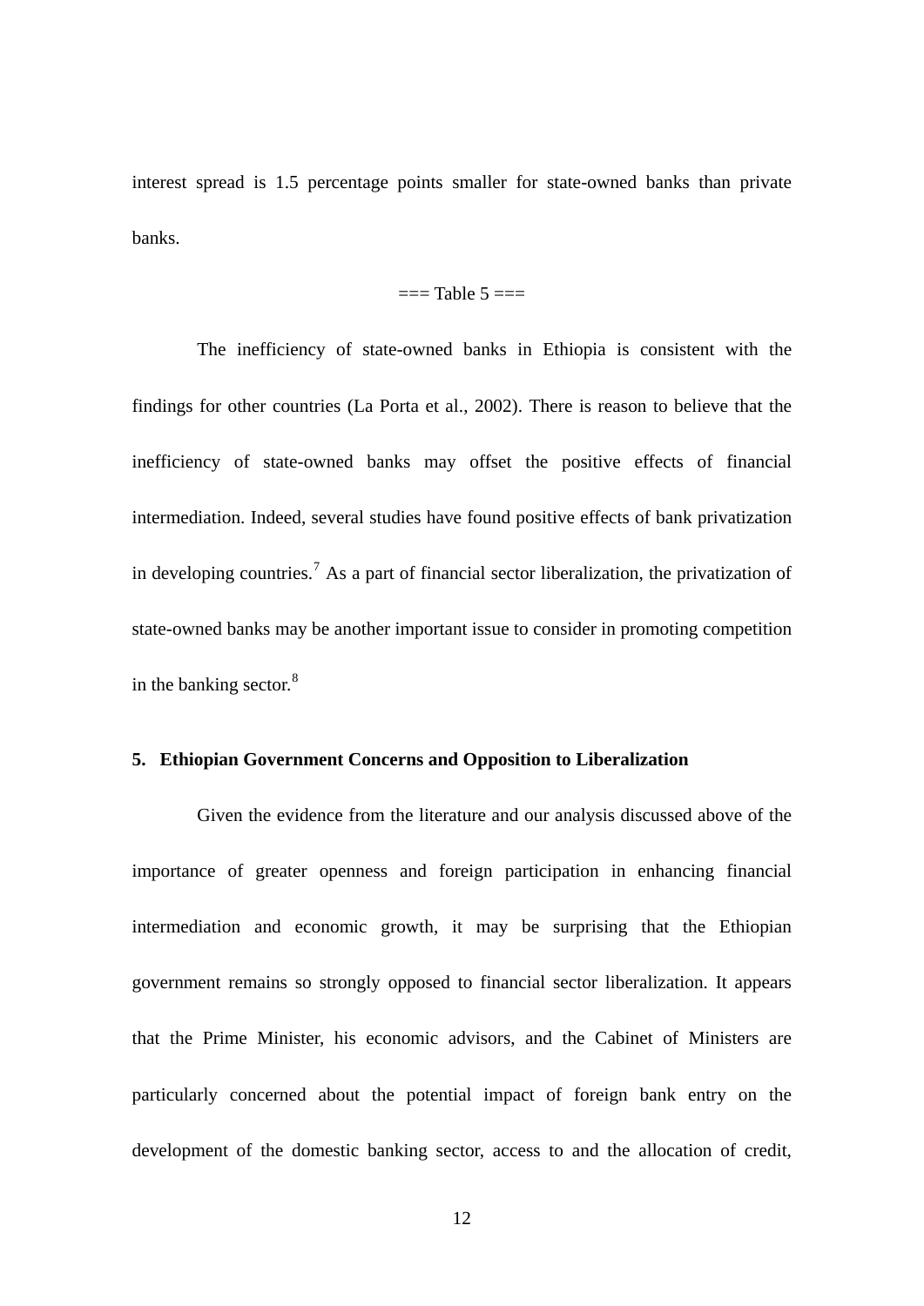interest spread is 1.5 percentage points smaller for state-owned banks than private banks.

=== Table 5 ===

The inefficiency of state-owned banks in Ethiopia is consistent with the findings for other countries (La Porta et al., 2002). There is reason to believe that the inefficiency of state-owned banks may offset the positive effects of financial intermediation. Indeed, several studies have found positive effects of bank privatization in developing countries.[7] As a part of financial sector liberalization, the privatization of state-owned banks may be another important issue to consider in promoting competition in the banking sector.[8]

## 5. Ethiopian Government Concerns and Opposition to Liberalization

Given the evidence from the literature and our analysis discussed above of the importance of greater openness and foreign participation in enhancing financial intermediation and economic growth, it may be surprising that the Ethiopian government remains so strongly opposed to financial sector liberalization. It appears that the Prime Minister, his economic advisors, and the Cabinet of Ministers are particularly concerned about the potential impact of foreign bank entry on the development of the domestic banking sector, access to and the allocation of credit,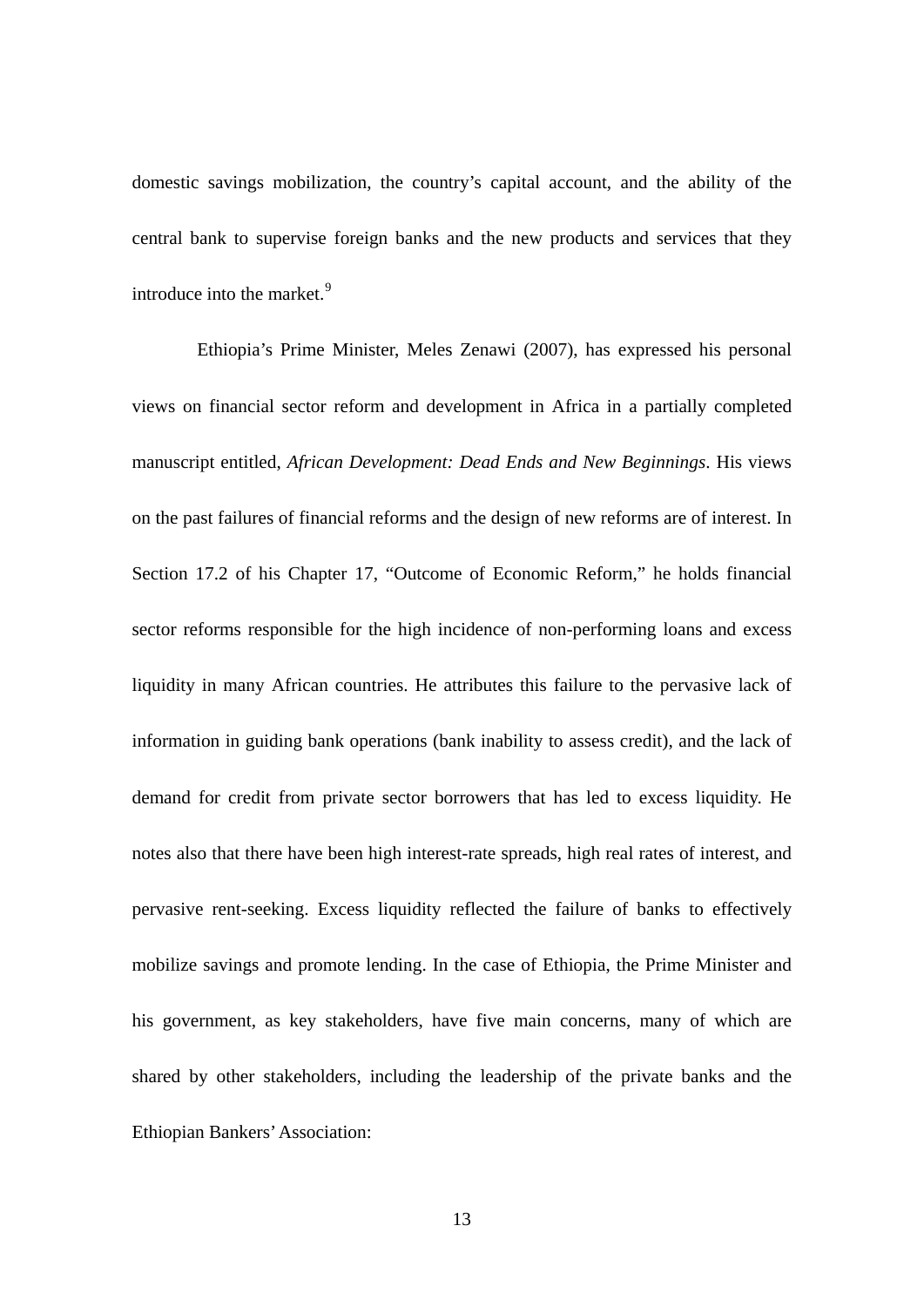domestic savings mobilization, the country's capital account, and the ability of the central bank to supervise foreign banks and the new products and services that they introduce into the market.[9]

Ethiopia's Prime Minister, Meles Zenawi (2007), has expressed his personal views on financial sector reform and development in Africa in a partially completed manuscript entitled, *African Development: Dead Ends and New Beginnings*. His views on the past failures of financial reforms and the design of new reforms are of interest. In Section 17.2 of his Chapter 17, "Outcome of Economic Reform," he holds financial sector reforms responsible for the high incidence of non-performing loans and excess liquidity in many African countries. He attributes this failure to the pervasive lack of information in guiding bank operations (bank inability to assess credit), and the lack of demand for credit from private sector borrowers that has led to excess liquidity. He notes also that there have been high interest-rate spreads, high real rates of interest, and pervasive rent-seeking. Excess liquidity reflected the failure of banks to effectively mobilize savings and promote lending. In the case of Ethiopia, the Prime Minister and his government, as key stakeholders, have five main concerns, many of which are shared by other stakeholders, including the leadership of the private banks and the Ethiopian Bankers' Association: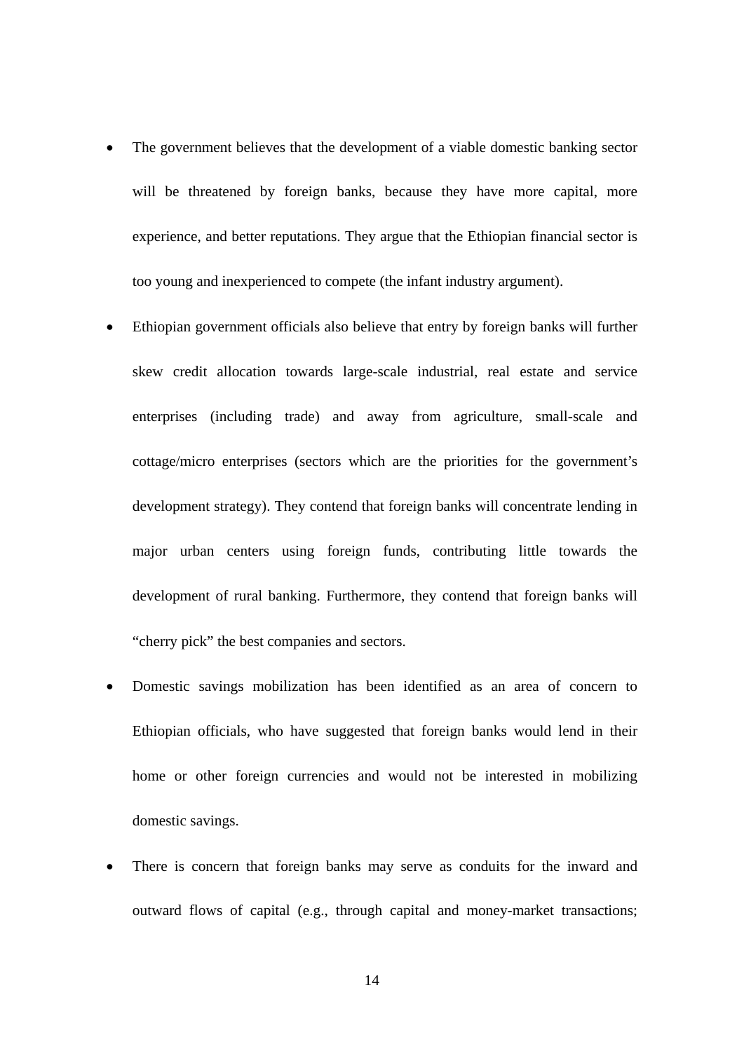- The government believes that the development of a viable domestic banking sector will be threatened by foreign banks, because they have more capital, more experience, and better reputations. They argue that the Ethiopian financial sector is too young and inexperienced to compete (the infant industry argument).
- Ethiopian government officials also believe that entry by foreign banks will further skew credit allocation towards large-scale industrial, real estate and service enterprises (including trade) and away from agriculture, small-scale and cottage/micro enterprises (sectors which are the priorities for the government's development strategy). They contend that foreign banks will concentrate lending in major urban centers using foreign funds, contributing little towards the development of rural banking. Furthermore, they contend that foreign banks will "cherry pick" the best companies and sectors.
- Domestic savings mobilization has been identified as an area of concern to Ethiopian officials, who have suggested that foreign banks would lend in their home or other foreign currencies and would not be interested in mobilizing domestic savings.
- There is concern that foreign banks may serve as conduits for the inward and outward flows of capital (e.g., through capital and money-market transactions;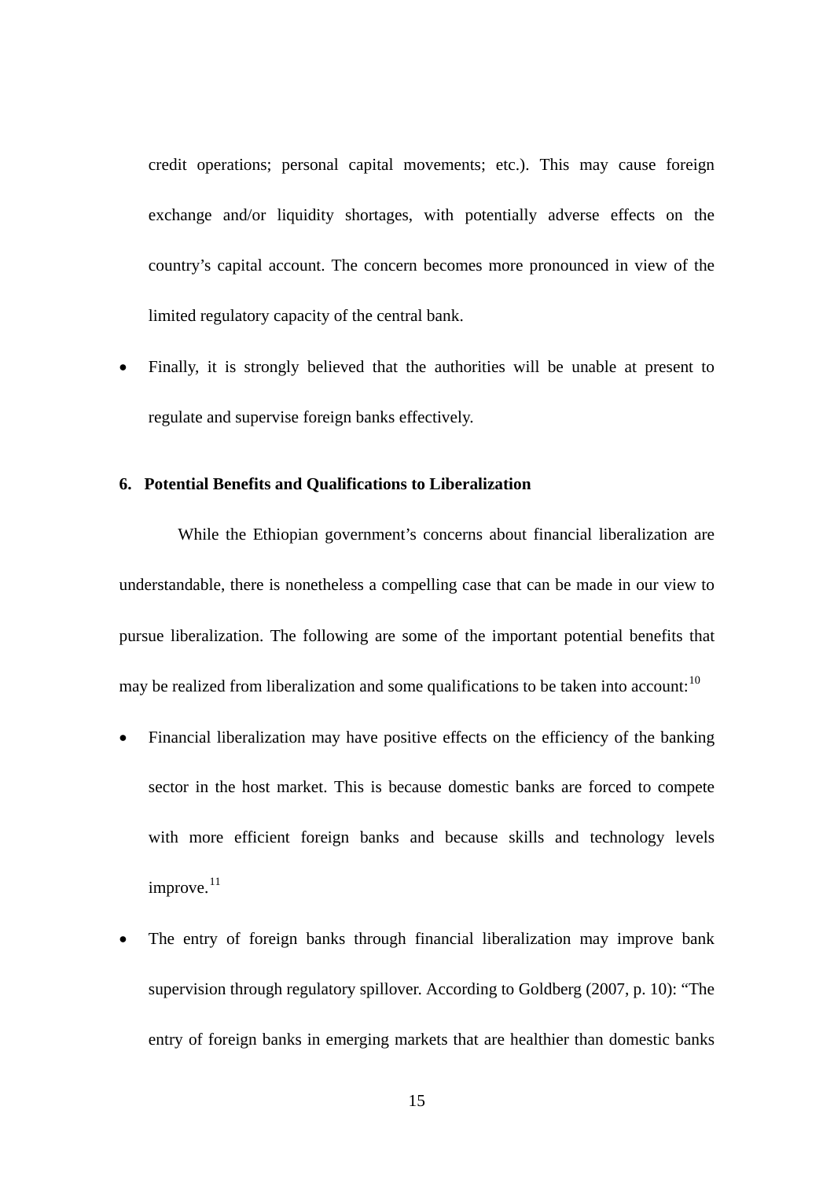credit operations; personal capital movements; etc.). This may cause foreign exchange and/or liquidity shortages, with potentially adverse effects on the country's capital account. The concern becomes more pronounced in view of the limited regulatory capacity of the central bank.

- Finally, it is strongly believed that the authorities will be unable at present to regulate and supervise foreign banks effectively.

## 6. Potential Benefits and Qualifications to Liberalization

While the Ethiopian government's concerns about financial liberalization are understandable, there is nonetheless a compelling case that can be made in our view to pursue liberalization. The following are some of the important potential benefits that may be realized from liberalization and some qualifications to be taken into account:[10]

- Financial liberalization may have positive effects on the efficiency of the banking sector in the host market. This is because domestic banks are forced to compete with more efficient foreign banks and because skills and technology levels improve.[11]

- The entry of foreign banks through financial liberalization may improve bank supervision through regulatory spillover. According to Goldberg (2007, p. 10): "The entry of foreign banks in emerging markets that are healthier than domestic banks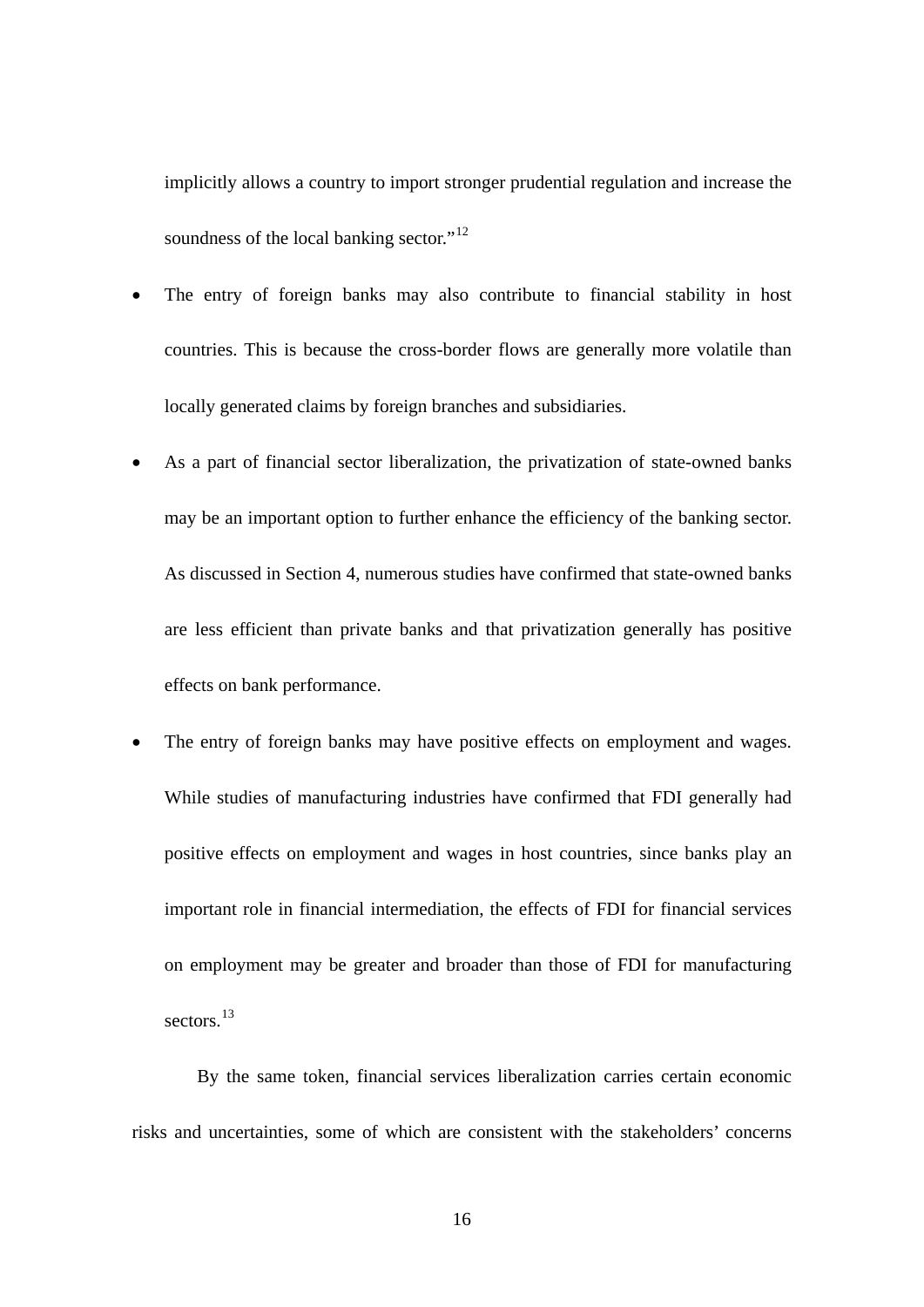implicitly allows a country to import stronger prudential regulation and increase the soundness of the local banking sector."[12]

- The entry of foreign banks may also contribute to financial stability in host countries. This is because the cross-border flows are generally more volatile than locally generated claims by foreign branches and subsidiaries.
- As a part of financial sector liberalization, the privatization of state-owned banks may be an important option to further enhance the efficiency of the banking sector. As discussed in Section 4, numerous studies have confirmed that state-owned banks are less efficient than private banks and that privatization generally has positive effects on bank performance.
- The entry of foreign banks may have positive effects on employment and wages. While studies of manufacturing industries have confirmed that FDI generally had positive effects on employment and wages in host countries, since banks play an important role in financial intermediation, the effects of FDI for financial services on employment may be greater and broader than those of FDI for manufacturing sectors.[13]

By the same token, financial services liberalization carries certain economic risks and uncertainties, some of which are consistent with the stakeholders' concerns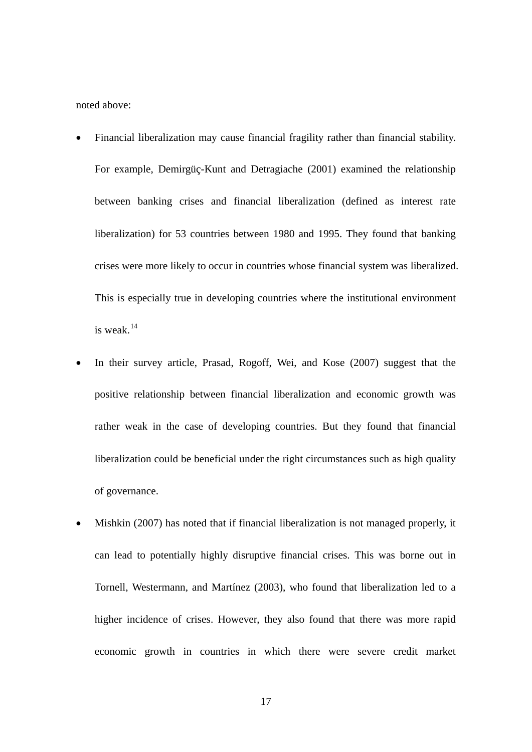noted above:

- Financial liberalization may cause financial fragility rather than financial stability. For example, Demirgüç-Kunt and Detragiache (2001) examined the relationship between banking crises and financial liberalization (defined as interest rate liberalization) for 53 countries between 1980 and 1995. They found that banking crises were more likely to occur in countries whose financial system was liberalized. This is especially true in developing countries where the institutional environment is weak.[14]
- In their survey article, Prasad, Rogoff, Wei, and Kose (2007) suggest that the positive relationship between financial liberalization and economic growth was rather weak in the case of developing countries. But they found that financial liberalization could be beneficial under the right circumstances such as high quality of governance.
- Mishkin (2007) has noted that if financial liberalization is not managed properly, it can lead to potentially highly disruptive financial crises. This was borne out in Tornell, Westermann, and Martínez (2003), who found that liberalization led to a higher incidence of crises. However, they also found that there was more rapid economic growth in countries in which there were severe credit market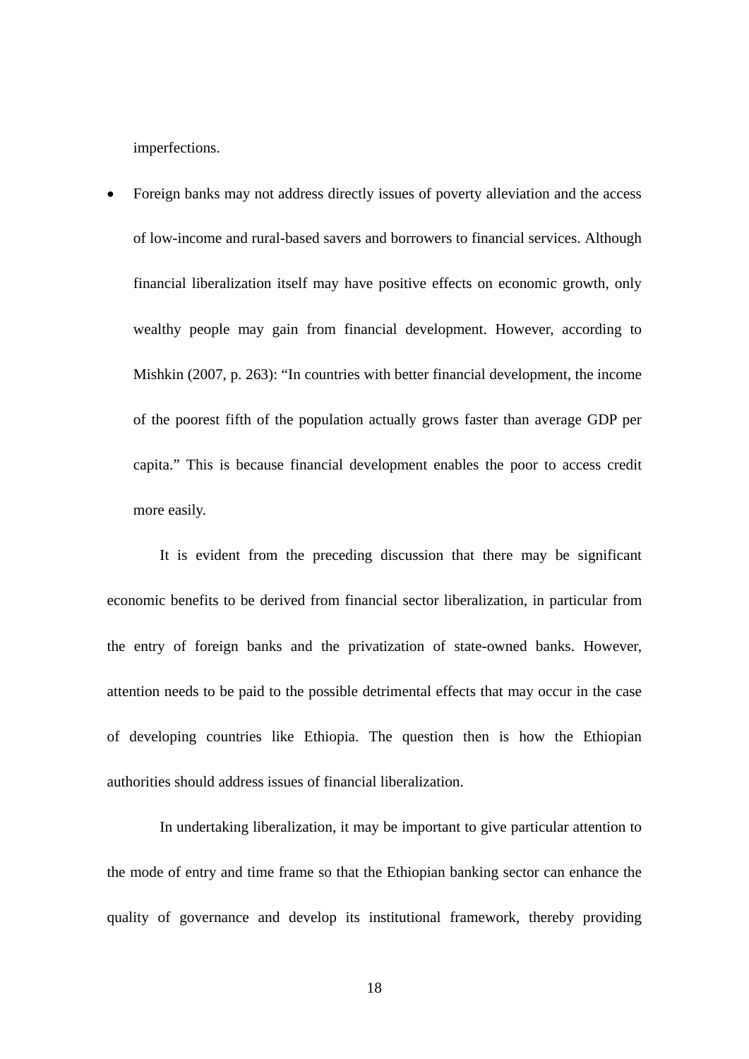imperfections.

- Foreign banks may not address directly issues of poverty alleviation and the access of low-income and rural-based savers and borrowers to financial services. Although financial liberalization itself may have positive effects on economic growth, only wealthy people may gain from financial development. However, according to Mishkin (2007, p. 263): "In countries with better financial development, the income of the poorest fifth of the population actually grows faster than average GDP per capita." This is because financial development enables the poor to access credit more easily.

It is evident from the preceding discussion that there may be significant economic benefits to be derived from financial sector liberalization, in particular from the entry of foreign banks and the privatization of state-owned banks. However, attention needs to be paid to the possible detrimental effects that may occur in the case of developing countries like Ethiopia. The question then is how the Ethiopian authorities should address issues of financial liberalization.

In undertaking liberalization, it may be important to give particular attention to the mode of entry and time frame so that the Ethiopian banking sector can enhance the quality of governance and develop its institutional framework, thereby providing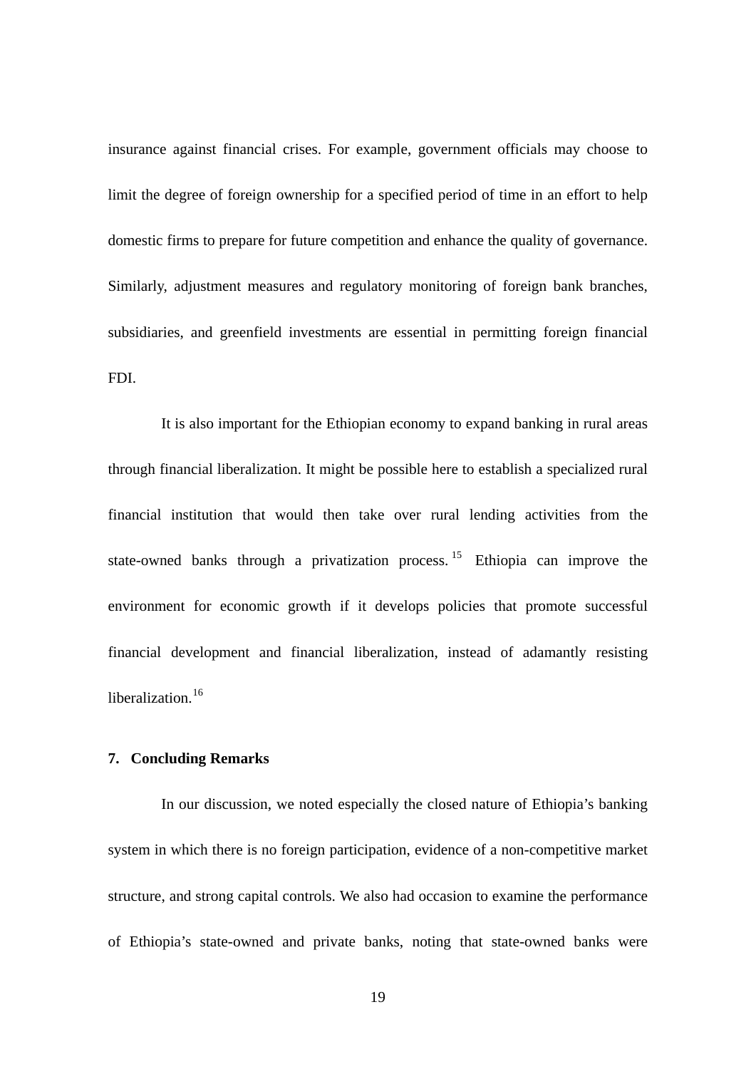insurance against financial crises. For example, government officials may choose to limit the degree of foreign ownership for a specified period of time in an effort to help domestic firms to prepare for future competition and enhance the quality of governance. Similarly, adjustment measures and regulatory monitoring of foreign bank branches, subsidiaries, and greenfield investments are essential in permitting foreign financial FDI.

It is also important for the Ethiopian economy to expand banking in rural areas through financial liberalization. It might be possible here to establish a specialized rural financial institution that would then take over rural lending activities from the state-owned banks through a privatization process.[15] Ethiopia can improve the environment for economic growth if it develops policies that promote successful financial development and financial liberalization, instead of adamantly resisting liberalization.[16]

## 7. Concluding Remarks

In our discussion, we noted especially the closed nature of Ethiopia's banking system in which there is no foreign participation, evidence of a non-competitive market structure, and strong capital controls. We also had occasion to examine the performance of Ethiopia's state-owned and private banks, noting that state-owned banks were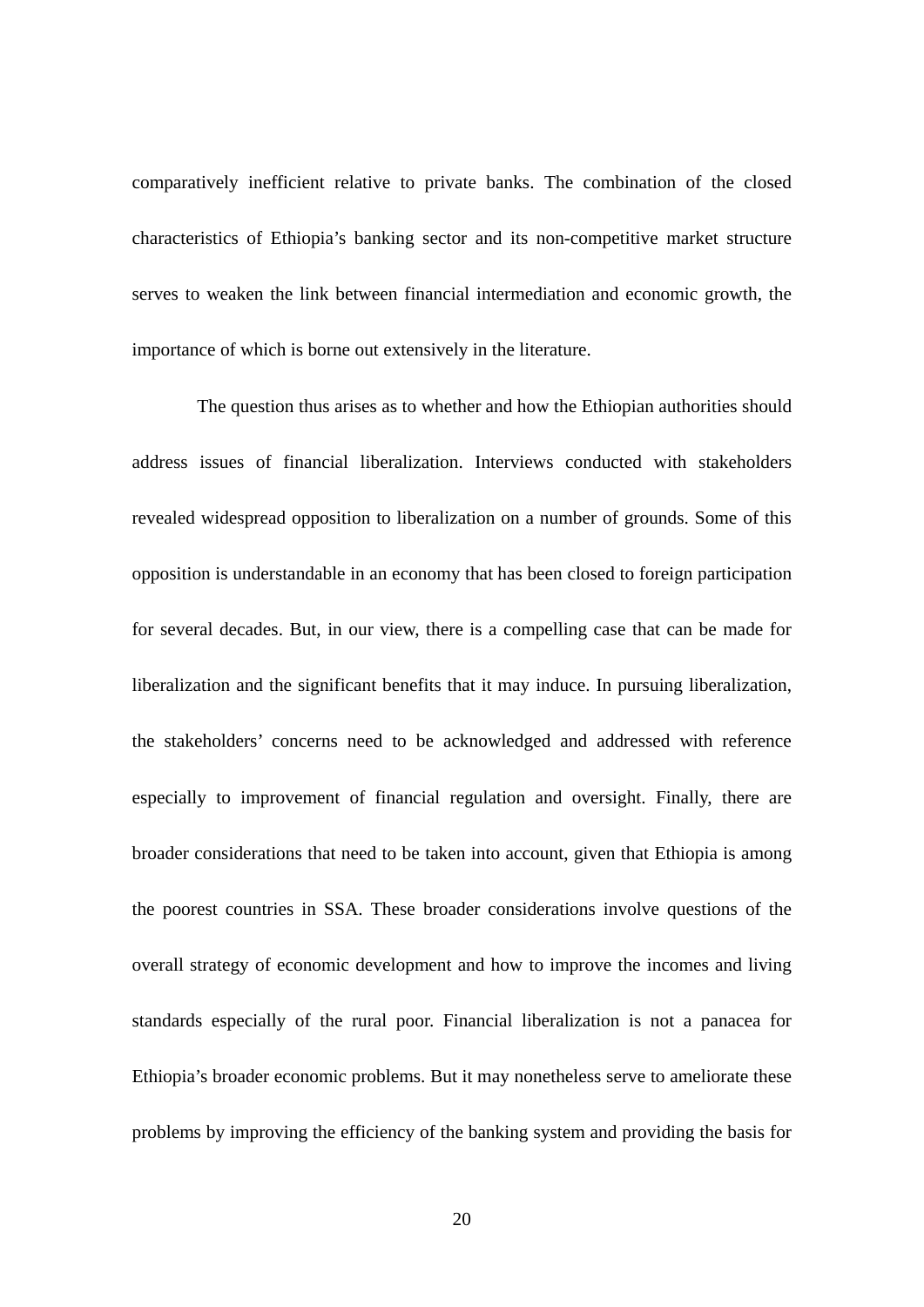comparatively inefficient relative to private banks. The combination of the closed characteristics of Ethiopia's banking sector and its non-competitive market structure serves to weaken the link between financial intermediation and economic growth, the importance of which is borne out extensively in the literature.

The question thus arises as to whether and how the Ethiopian authorities should address issues of financial liberalization. Interviews conducted with stakeholders revealed widespread opposition to liberalization on a number of grounds. Some of this opposition is understandable in an economy that has been closed to foreign participation for several decades. But, in our view, there is a compelling case that can be made for liberalization and the significant benefits that it may induce. In pursuing liberalization, the stakeholders' concerns need to be acknowledged and addressed with reference especially to improvement of financial regulation and oversight. Finally, there are broader considerations that need to be taken into account, given that Ethiopia is among the poorest countries in SSA. These broader considerations involve questions of the overall strategy of economic development and how to improve the incomes and living standards especially of the rural poor. Financial liberalization is not a panacea for Ethiopia's broader economic problems. But it may nonetheless serve to ameliorate these problems by improving the efficiency of the banking system and providing the basis for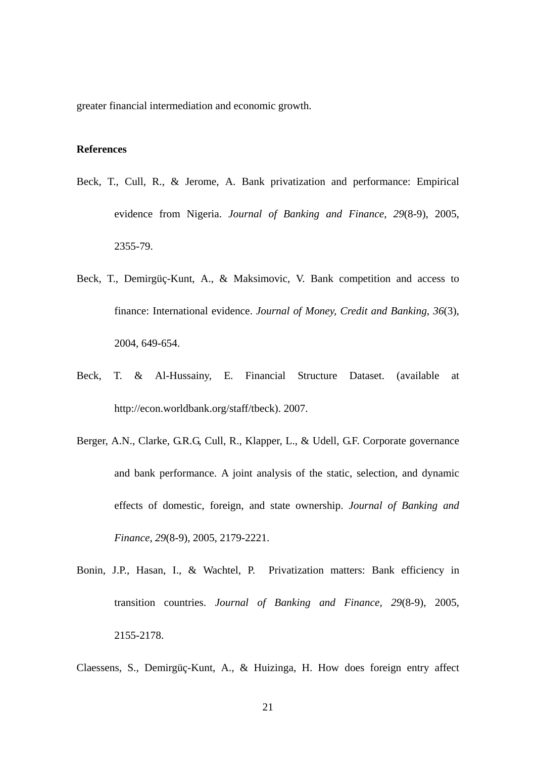greater financial intermediation and economic growth.

**References**

Beck, T., Cull, R., & Jerome, A. Bank privatization and performance: Empirical evidence from Nigeria. *Journal of Banking and Finance*, *29*(8-9), 2005, 2355-79.

Beck, T., Demirgüç-Kunt, A., & Maksimovic, V. Bank competition and access to finance: International evidence. *Journal of Money, Credit and Banking*, *36*(3), 2004, 649-654.

Beck, T. & Al-Hussainy, E. Financial Structure Dataset. (available at http://econ.worldbank.org/staff/tbeck). 2007.

Berger, A.N., Clarke, G.R.G, Cull, R., Klapper, L., & Udell, G.F. Corporate governance and bank performance. A joint analysis of the static, selection, and dynamic effects of domestic, foreign, and state ownership. *Journal of Banking and Finance*, *29*(8-9), 2005, 2179-2221.

Bonin, J.P., Hasan, I., & Wachtel, P. Privatization matters: Bank efficiency in transition countries. *Journal of Banking and Finance*, *29*(8-9), 2005, 2155-2178.

Claessens, S., Demirgüç-Kunt, A., & Huizinga, H. How does foreign entry affect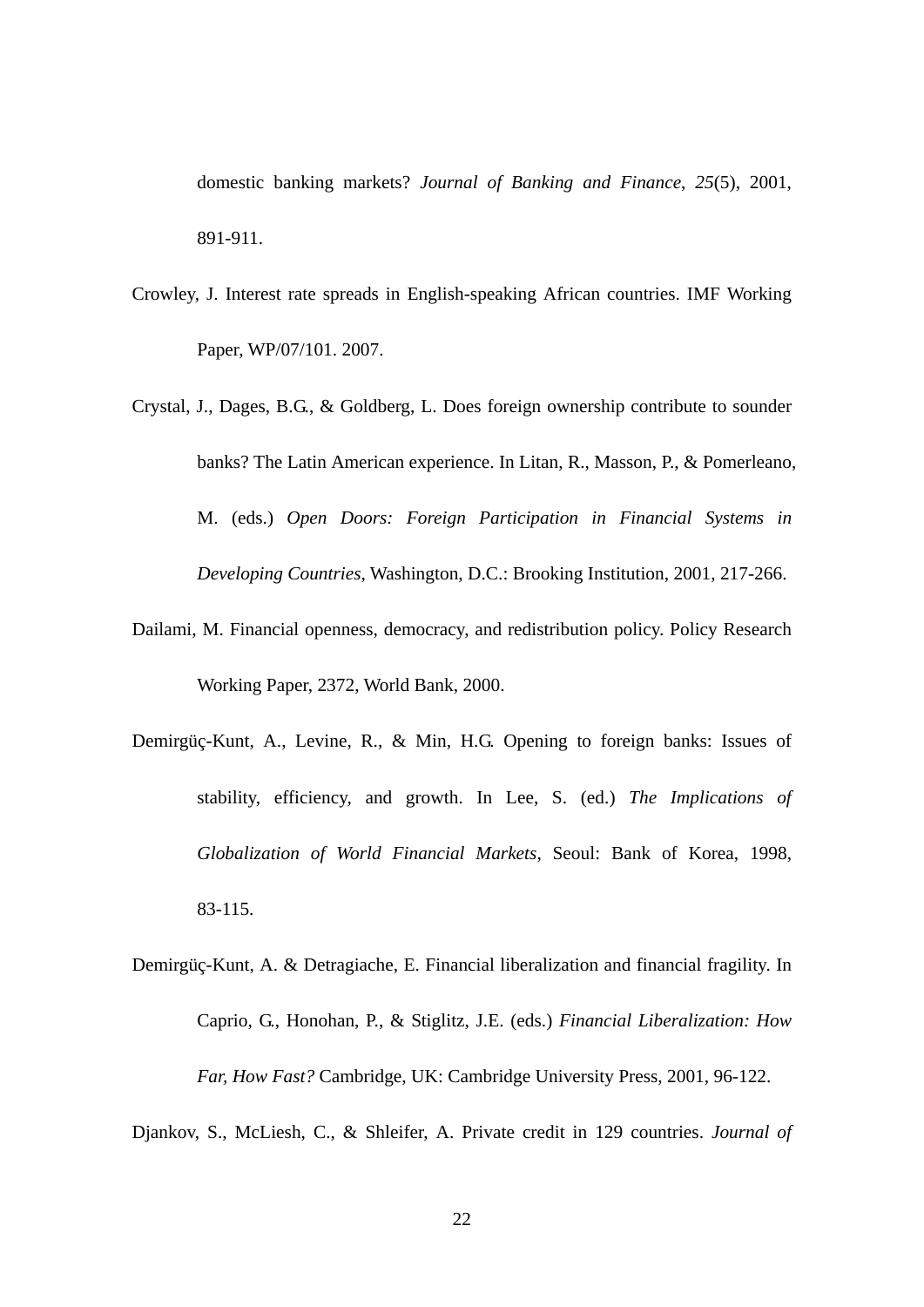domestic banking markets? *Journal of Banking and Finance, 25*(5), 2001, 891-911.

Crowley, J. Interest rate spreads in English-speaking African countries. IMF Working Paper, WP/07/101. 2007.

Crystal, J., Dages, B.G., & Goldberg, L. Does foreign ownership contribute to sounder banks? The Latin American experience. In Litan, R., Masson, P., & Pomerleano, M. (eds.) *Open Doors: Foreign Participation in Financial Systems in Developing Countries*, Washington, D.C.: Brooking Institution, 2001, 217-266.

Dailami, M. Financial openness, democracy, and redistribution policy. Policy Research Working Paper, 2372, World Bank, 2000.

Demirgüç-Kunt, A., Levine, R., & Min, H.G. Opening to foreign banks: Issues of stability, efficiency, and growth. In Lee, S. (ed.) *The Implications of Globalization of World Financial Markets*, Seoul: Bank of Korea, 1998, 83-115.

Demirgüç-Kunt, A. & Detragiache, E. Financial liberalization and financial fragility. In Caprio, G., Honohan, P., & Stiglitz, J.E. (eds.) *Financial Liberalization: How Far, How Fast?* Cambridge, UK: Cambridge University Press, 2001, 96-122.

Djankov, S., McLiesh, C., & Shleifer, A. Private credit in 129 countries. *Journal of*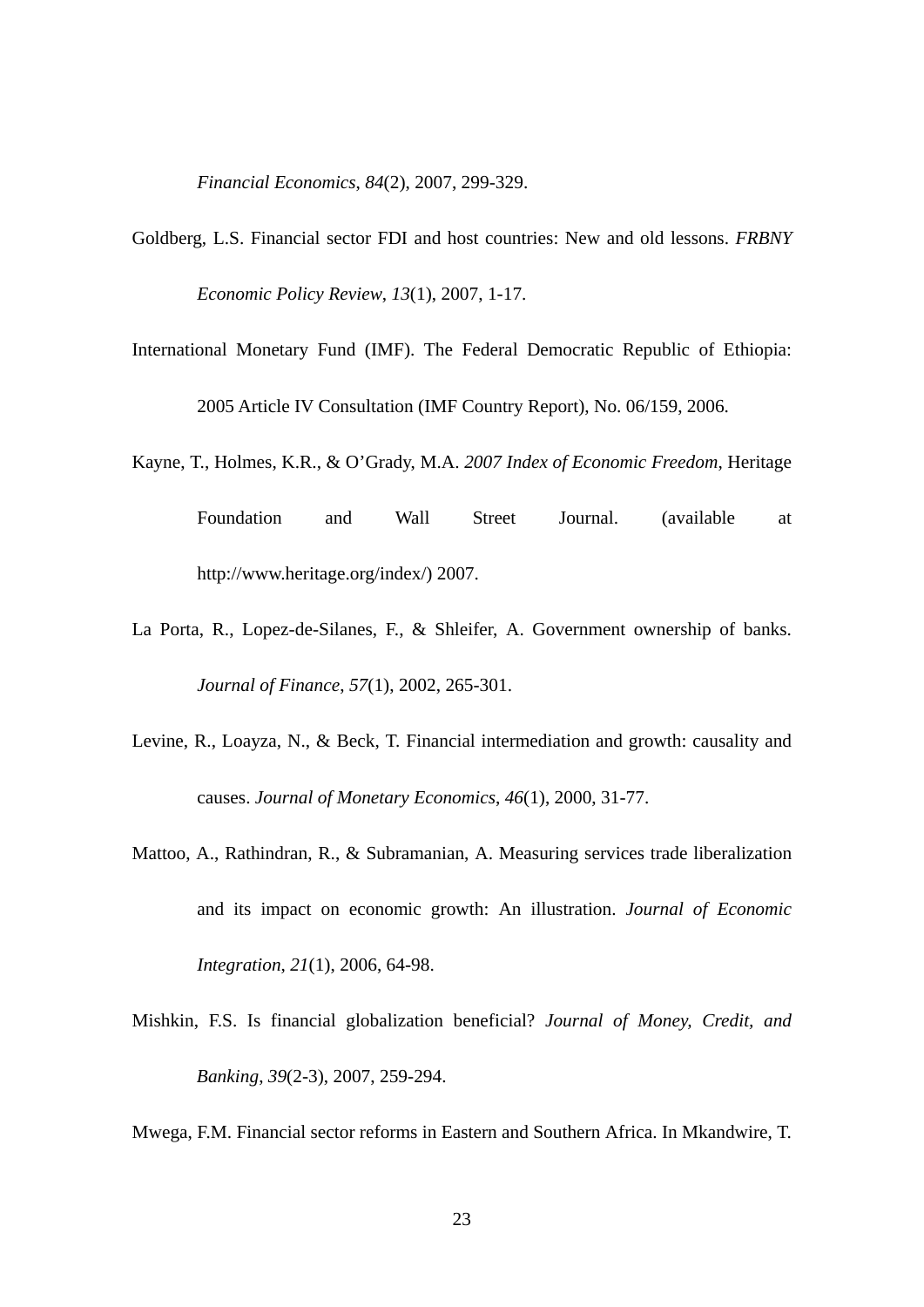*Financial Economics*, *84*(2), 2007, 299-329.

Goldberg, L.S. Financial sector FDI and host countries: New and old lessons. *FRBNY Economic Policy Review*, *13*(1), 2007, 1-17.

International Monetary Fund (IMF). The Federal Democratic Republic of Ethiopia: 2005 Article IV Consultation (IMF Country Report), No. 06/159, 2006.

Kayne, T., Holmes, K.R., & O'Grady, M.A. *2007 Index of Economic Freedom*, Heritage Foundation and Wall Street Journal. (available at http://www.heritage.org/index/) 2007.

La Porta, R., Lopez-de-Silanes, F., & Shleifer, A. Government ownership of banks. *Journal of Finance*, *57*(1), 2002, 265-301.

Levine, R., Loayza, N., & Beck, T. Financial intermediation and growth: causality and causes. *Journal of Monetary Economics*, *46*(1), 2000, 31-77.

Mattoo, A., Rathindran, R., & Subramanian, A. Measuring services trade liberalization and its impact on economic growth: An illustration. *Journal of Economic Integration*, *21*(1), 2006, 64-98.

Mishkin, F.S. Is financial globalization beneficial? *Journal of Money, Credit, and Banking*, *39*(2-3), 2007, 259-294.

Mwega, F.M. Financial sector reforms in Eastern and Southern Africa. In Mkandwire, T.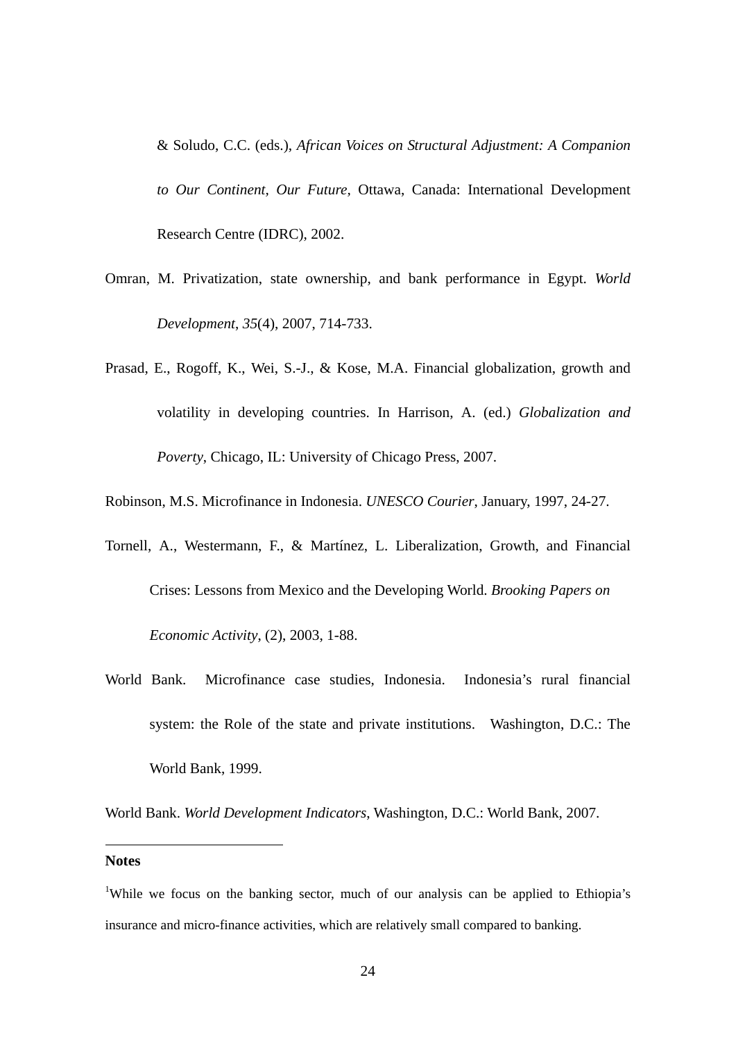& Soludo, C.C. (eds.), *African Voices on Structural Adjustment: A Companion to Our Continent, Our Future*, Ottawa, Canada: International Development Research Centre (IDRC), 2002.

Omran, M. Privatization, state ownership, and bank performance in Egypt. *World Development*, *35*(4), 2007, 714-733.

Prasad, E., Rogoff, K., Wei, S.-J., & Kose, M.A. Financial globalization, growth and volatility in developing countries. In Harrison, A. (ed.) *Globalization and Poverty*, Chicago, IL: University of Chicago Press, 2007.

Robinson, M.S. Microfinance in Indonesia. *UNESCO Courier*, January, 1997, 24-27.

Tornell, A., Westermann, F., & Martínez, L. Liberalization, Growth, and Financial Crises: Lessons from Mexico and the Developing World. *Brooking Papers on Economic Activity*, (2), 2003, 1-88.

World Bank. Microfinance case studies, Indonesia. Indonesia's rural financial system: the Role of the state and private institutions. Washington, D.C.: The World Bank, 1999.

World Bank. *World Development Indicators*, Washington, D.C.: World Bank, 2007.

---

**Notes**

[1]While we focus on the banking sector, much of our analysis can be applied to Ethiopia's insurance and micro-finance activities, which are relatively small compared to banking.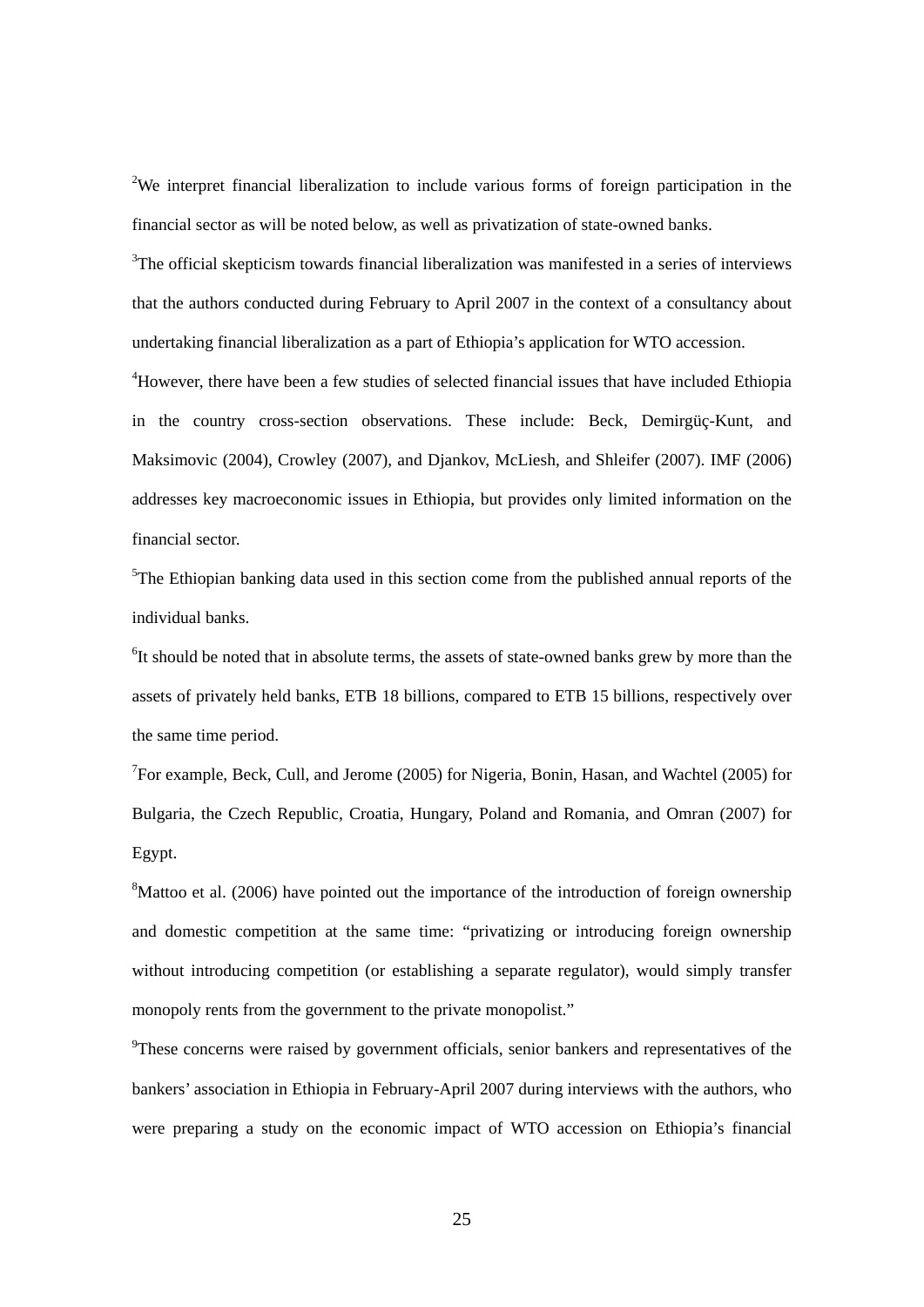[2]We interpret financial liberalization to include various forms of foreign participation in the financial sector as will be noted below, as well as privatization of state-owned banks.

[3]The official skepticism towards financial liberalization was manifested in a series of interviews that the authors conducted during February to April 2007 in the context of a consultancy about undertaking financial liberalization as a part of Ethiopia's application for WTO accession.

[4]However, there have been a few studies of selected financial issues that have included Ethiopia in the country cross-section observations. These include: Beck, Demirgüç-Kunt, and Maksimovic (2004), Crowley (2007), and Djankov, McLiesh, and Shleifer (2007). IMF (2006) addresses key macroeconomic issues in Ethiopia, but provides only limited information on the financial sector.

[5]The Ethiopian banking data used in this section come from the published annual reports of the individual banks.

[6]It should be noted that in absolute terms, the assets of state-owned banks grew by more than the assets of privately held banks, ETB 18 billions, compared to ETB 15 billions, respectively over the same time period.

[7]For example, Beck, Cull, and Jerome (2005) for Nigeria, Bonin, Hasan, and Wachtel (2005) for Bulgaria, the Czech Republic, Croatia, Hungary, Poland and Romania, and Omran (2007) for Egypt.

[8]Mattoo et al. (2006) have pointed out the importance of the introduction of foreign ownership and domestic competition at the same time: "privatizing or introducing foreign ownership without introducing competition (or establishing a separate regulator), would simply transfer monopoly rents from the government to the private monopolist."

[9]These concerns were raised by government officials, senior bankers and representatives of the bankers' association in Ethiopia in February-April 2007 during interviews with the authors, who were preparing a study on the economic impact of WTO accession on Ethiopia's financial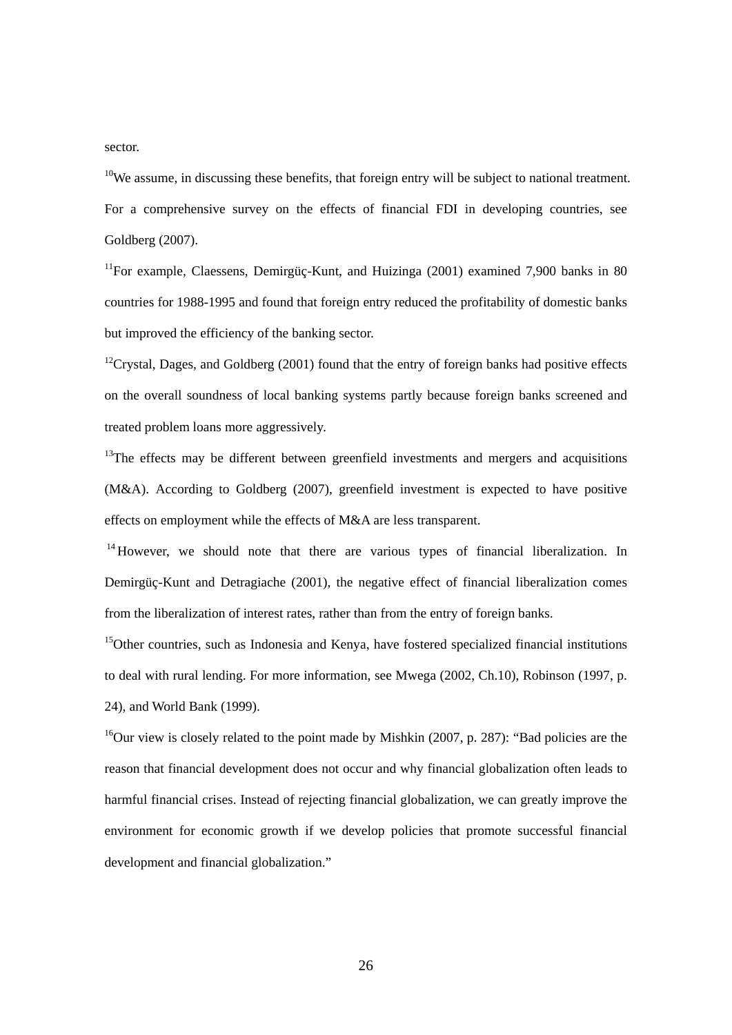sector.

[10]We assume, in discussing these benefits, that foreign entry will be subject to national treatment. For a comprehensive survey on the effects of financial FDI in developing countries, see Goldberg (2007).

[11]For example, Claessens, Demirgüç-Kunt, and Huizinga (2001) examined 7,900 banks in 80 countries for 1988-1995 and found that foreign entry reduced the profitability of domestic banks but improved the efficiency of the banking sector.

[12]Crystal, Dages, and Goldberg (2001) found that the entry of foreign banks had positive effects on the overall soundness of local banking systems partly because foreign banks screened and treated problem loans more aggressively.

[13]The effects may be different between greenfield investments and mergers and acquisitions (M&A). According to Goldberg (2007), greenfield investment is expected to have positive effects on employment while the effects of M&A are less transparent.

[14] However, we should note that there are various types of financial liberalization. In Demirgüç-Kunt and Detragiache (2001), the negative effect of financial liberalization comes from the liberalization of interest rates, rather than from the entry of foreign banks.

[15]Other countries, such as Indonesia and Kenya, have fostered specialized financial institutions to deal with rural lending. For more information, see Mwega (2002, Ch.10), Robinson (1997, p. 24), and World Bank (1999).

[16]Our view is closely related to the point made by Mishkin (2007, p. 287): "Bad policies are the reason that financial development does not occur and why financial globalization often leads to harmful financial crises. Instead of rejecting financial globalization, we can greatly improve the environment for economic growth if we develop policies that promote successful financial development and financial globalization."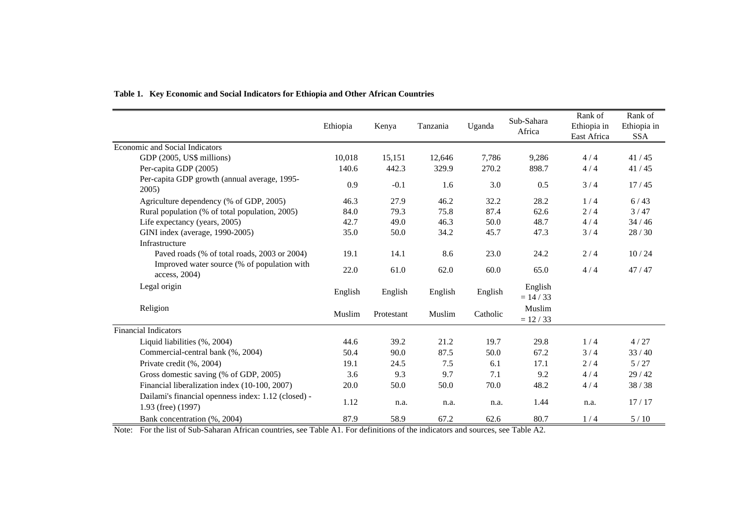**Table 1. Key Economic and Social Indicators for Ethiopia and Other African Countries**

| | Ethiopia | Kenya | Tanzania | Uganda | Sub-Sahara Africa | Rank of Ethiopia in East Africa | Rank of Ethiopia in SSA |
|---|---|---|---|---|---|---|---|
| Economic and Social Indicators | | | | | | | |
| GDP (2005, US$ millions) | 10,018 | 15,151 | 12,646 | 7,786 | 9,286 | 4 / 4 | 41 / 45 |
| Per-capita GDP (2005) | 140.6 | 442.3 | 329.9 | 270.2 | 898.7 | 4 / 4 | 41 / 45 |
| Per-capita GDP growth (annual average, 1995-2005) | 0.9 | -0.1 | 1.6 | 3.0 | 0.5 | 3 / 4 | 17 / 45 |
| Agriculture dependency (% of GDP, 2005) | 46.3 | 27.9 | 46.2 | 32.2 | 28.2 | 1 / 4 | 6 / 43 |
| Rural population (% of total population, 2005) | 84.0 | 79.3 | 75.8 | 87.4 | 62.6 | 2 / 4 | 3 / 47 |
| Life expectancy (years, 2005) | 42.7 | 49.0 | 46.3 | 50.0 | 48.7 | 4 / 4 | 34 / 46 |
| GINI index (average, 1990-2005) | 35.0 | 50.0 | 34.2 | 45.7 | 47.3 | 3 / 4 | 28 / 30 |
| Infrastructure | | | | | | | |
| Paved roads (% of total roads, 2003 or 2004) | 19.1 | 14.1 | 8.6 | 23.0 | 24.2 | 2 / 4 | 10 / 24 |
| Improved water source (% of population with access, 2004) | 22.0 | 61.0 | 62.0 | 60.0 | 65.0 | 4 / 4 | 47 / 47 |
| Legal origin | English | English | English | English | English = 14 / 33 | | |
| Religion | Muslim | Protestant | Muslim | Catholic | Muslim = 12 / 33 | | |
| Financial Indicators | | | | | | | |
| Liquid liabilities (%, 2004) | 44.6 | 39.2 | 21.2 | 19.7 | 29.8 | 1 / 4 | 4 / 27 |
| Commercial-central bank (%, 2004) | 50.4 | 90.0 | 87.5 | 50.0 | 67.2 | 3 / 4 | 33 / 40 |
| Private credit (%, 2004) | 19.1 | 24.5 | 7.5 | 6.1 | 17.1 | 2 / 4 | 5 / 27 |
| Gross domestic saving (% of GDP, 2005) | 3.6 | 9.3 | 9.7 | 7.1 | 9.2 | 4 / 4 | 29 / 42 |
| Financial liberalization index (10-100, 2007) | 20.0 | 50.0 | 50.0 | 70.0 | 48.2 | 4 / 4 | 38 / 38 |
| Dailami's financial openness index: 1.12 (closed) - 1.93 (free) (1997) | 1.12 | n.a. | n.a. | n.a. | 1.44 | n.a. | 17 / 17 |
| Bank concentration (%, 2004) | 87.9 | 58.9 | 67.2 | 62.6 | 80.7 | 1 / 4 | 5 / 10 |

Note: For the list of Sub-Saharan African countries, see Table A1. For definitions of the indicators and sources, see Table A2.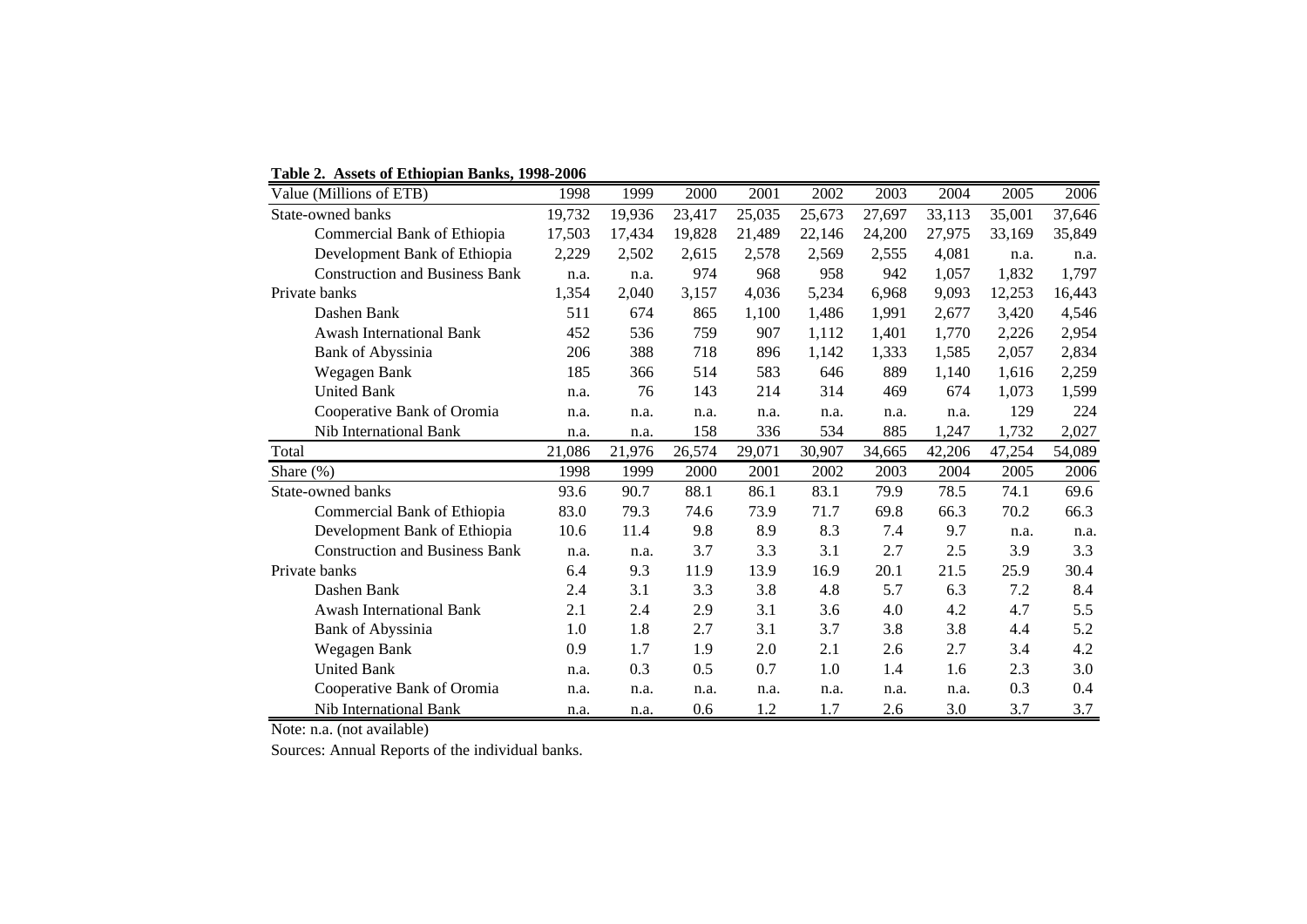**Table 2. Assets of Ethiopian Banks, 1998-2006**

| Value (Millions of ETB) | 1998 | 1999 | 2000 | 2001 | 2002 | 2003 | 2004 | 2005 | 2006 |
|---|---|---|---|---|---|---|---|---|---|
| State-owned banks | 19,732 | 19,936 | 23,417 | 25,035 | 25,673 | 27,697 | 33,113 | 35,001 | 37,646 |
| Commercial Bank of Ethiopia | 17,503 | 17,434 | 19,828 | 21,489 | 22,146 | 24,200 | 27,975 | 33,169 | 35,849 |
| Development Bank of Ethiopia | 2,229 | 2,502 | 2,615 | 2,578 | 2,569 | 2,555 | 4,081 | n.a. | n.a. |
| Construction and Business Bank | n.a. | n.a. | 974 | 968 | 958 | 942 | 1,057 | 1,832 | 1,797 |
| Private banks | 1,354 | 2,040 | 3,157 | 4,036 | 5,234 | 6,968 | 9,093 | 12,253 | 16,443 |
| Dashen Bank | 511 | 674 | 865 | 1,100 | 1,486 | 1,991 | 2,677 | 3,420 | 4,546 |
| Awash International Bank | 452 | 536 | 759 | 907 | 1,112 | 1,401 | 1,770 | 2,226 | 2,954 |
| Bank of Abyssinia | 206 | 388 | 718 | 896 | 1,142 | 1,333 | 1,585 | 2,057 | 2,834 |
| Wegagen Bank | 185 | 366 | 514 | 583 | 646 | 889 | 1,140 | 1,616 | 2,259 |
| United Bank | n.a. | 76 | 143 | 214 | 314 | 469 | 674 | 1,073 | 1,599 |
| Cooperative Bank of Oromia | n.a. | n.a. | n.a. | n.a. | n.a. | n.a. | n.a. | 129 | 224 |
| Nib International Bank | n.a. | n.a. | 158 | 336 | 534 | 885 | 1,247 | 1,732 | 2,027 |
| Total | 21,086 | 21,976 | 26,574 | 29,071 | 30,907 | 34,665 | 42,206 | 47,254 | 54,089 |
| **Share (%)** | **1998** | **1999** | **2000** | **2001** | **2002** | **2003** | **2004** | **2005** | **2006** |
| State-owned banks | 93.6 | 90.7 | 88.1 | 86.1 | 83.1 | 79.9 | 78.5 | 74.1 | 69.6 |
| Commercial Bank of Ethiopia | 83.0 | 79.3 | 74.6 | 73.9 | 71.7 | 69.8 | 66.3 | 70.2 | 66.3 |
| Development Bank of Ethiopia | 10.6 | 11.4 | 9.8 | 8.9 | 8.3 | 7.4 | 9.7 | n.a. | n.a. |
| Construction and Business Bank | n.a. | n.a. | 3.7 | 3.3 | 3.1 | 2.7 | 2.5 | 3.9 | 3.3 |
| Private banks | 6.4 | 9.3 | 11.9 | 13.9 | 16.9 | 20.1 | 21.5 | 25.9 | 30.4 |
| Dashen Bank | 2.4 | 3.1 | 3.3 | 3.8 | 4.8 | 5.7 | 6.3 | 7.2 | 8.4 |
| Awash International Bank | 2.1 | 2.4 | 2.9 | 3.1 | 3.6 | 4.0 | 4.2 | 4.7 | 5.5 |
| Bank of Abyssinia | 1.0 | 1.8 | 2.7 | 3.1 | 3.7 | 3.8 | 3.8 | 4.4 | 5.2 |
| Wegagen Bank | 0.9 | 1.7 | 1.9 | 2.0 | 2.1 | 2.6 | 2.7 | 3.4 | 4.2 |
| United Bank | n.a. | 0.3 | 0.5 | 0.7 | 1.0 | 1.4 | 1.6 | 2.3 | 3.0 |
| Cooperative Bank of Oromia | n.a. | n.a. | n.a. | n.a. | n.a. | n.a. | n.a. | 0.3 | 0.4 |
| Nib International Bank | n.a. | n.a. | 0.6 | 1.2 | 1.7 | 2.6 | 3.0 | 3.7 | 3.7 |

Note: n.a. (not available)

Sources: Annual Reports of the individual banks.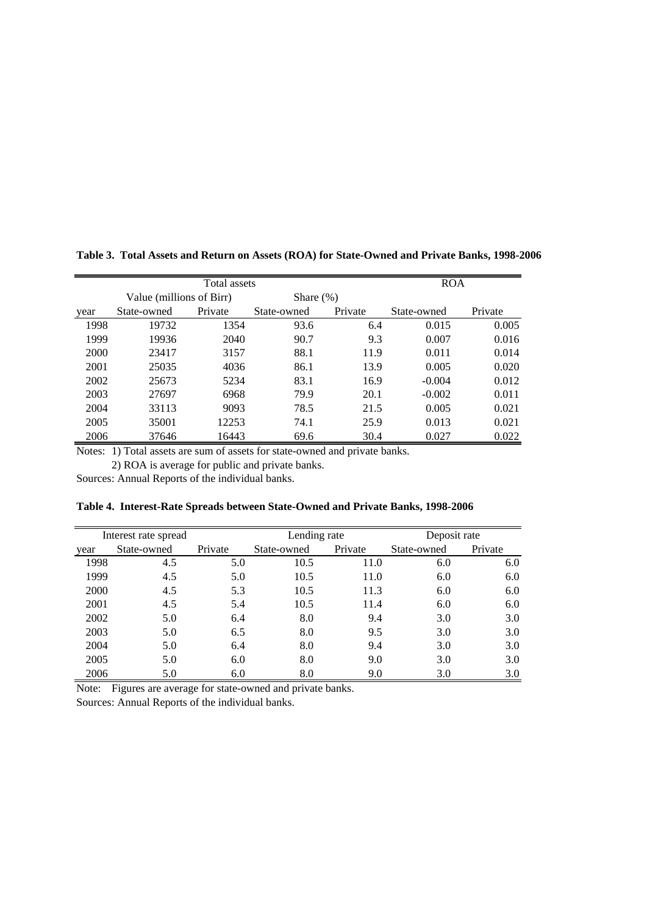**Table 3. Total Assets and Return on Assets (ROA) for State-Owned and Private Banks, 1998-2006**

| | Total assets | | | | ROA | |
|---|---|---|---|---|---|---|
| | Value (millions of Birr) | | Share (%) | | | |
| year | State-owned | Private | State-owned | Private | State-owned | Private |
| 1998 | 19732 | 1354 | 93.6 | 6.4 | 0.015 | 0.005 |
| 1999 | 19936 | 2040 | 90.7 | 9.3 | 0.007 | 0.016 |
| 2000 | 23417 | 3157 | 88.1 | 11.9 | 0.011 | 0.014 |
| 2001 | 25035 | 4036 | 86.1 | 13.9 | 0.005 | 0.020 |
| 2002 | 25673 | 5234 | 83.1 | 16.9 | -0.004 | 0.012 |
| 2003 | 27697 | 6968 | 79.9 | 20.1 | -0.002 | 0.011 |
| 2004 | 33113 | 9093 | 78.5 | 21.5 | 0.005 | 0.021 |
| 2005 | 35001 | 12253 | 74.1 | 25.9 | 0.013 | 0.021 |
| 2006 | 37646 | 16443 | 69.6 | 30.4 | 0.027 | 0.022 |

Notes: 1) Total assets are sum of assets for state-owned and private banks.
2) ROA is average for public and private banks.

Sources: Annual Reports of the individual banks.

**Table 4. Interest-Rate Spreads between State-Owned and Private Banks, 1998-2006**

| | Interest rate spread | | Lending rate | | Deposit rate | |
|---|---|---|---|---|---|---|
| year | State-owned | Private | State-owned | Private | State-owned | Private |
| 1998 | 4.5 | 5.0 | 10.5 | 11.0 | 6.0 | 6.0 |
| 1999 | 4.5 | 5.0 | 10.5 | 11.0 | 6.0 | 6.0 |
| 2000 | 4.5 | 5.3 | 10.5 | 11.3 | 6.0 | 6.0 |
| 2001 | 4.5 | 5.4 | 10.5 | 11.4 | 6.0 | 6.0 |
| 2002 | 5.0 | 6.4 | 8.0 | 9.4 | 3.0 | 3.0 |
| 2003 | 5.0 | 6.5 | 8.0 | 9.5 | 3.0 | 3.0 |
| 2004 | 5.0 | 6.4 | 8.0 | 9.4 | 3.0 | 3.0 |
| 2005 | 5.0 | 6.0 | 8.0 | 9.0 | 3.0 | 3.0 |
| 2006 | 5.0 | 6.0 | 8.0 | 9.0 | 3.0 | 3.0 |

Note: Figures are average for state-owned and private banks.

Sources: Annual Reports of the individual banks.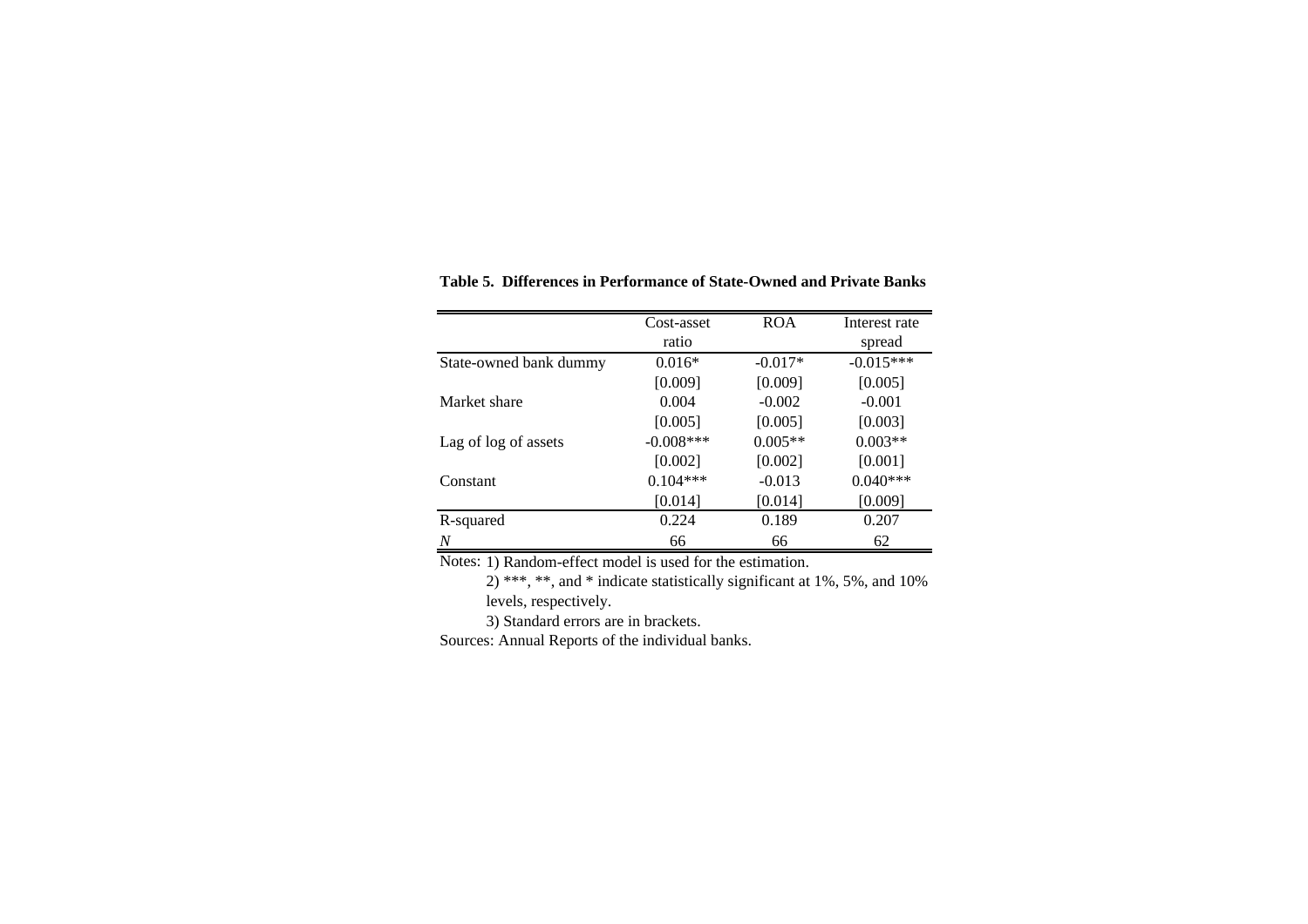**Table 5. Differences in Performance of State-Owned and Private Banks**

| | Cost-asset ratio | ROA | Interest rate spread |
|---|---|---|---|
| State-owned bank dummy | 0.016* | -0.017* | -0.015*** |
| | [0.009] | [0.009] | [0.005] |
| Market share | 0.004 | -0.002 | -0.001 |
| | [0.005] | [0.005] | [0.003] |
| Lag of log of assets | -0.008*** | 0.005** | 0.003** |
| | [0.002] | [0.002] | [0.001] |
| Constant | 0.104*** | -0.013 | 0.040*** |
| | [0.014] | [0.014] | [0.009] |
| R-squared | 0.224 | 0.189 | 0.207 |
| *N* | 66 | 66 | 62 |

Notes: 1) Random-effect model is used for the estimation.

2) ***, **, and * indicate statistically significant at 1%, 5%, and 10% levels, respectively.

3) Standard errors are in brackets.

Sources: Annual Reports of the individual banks.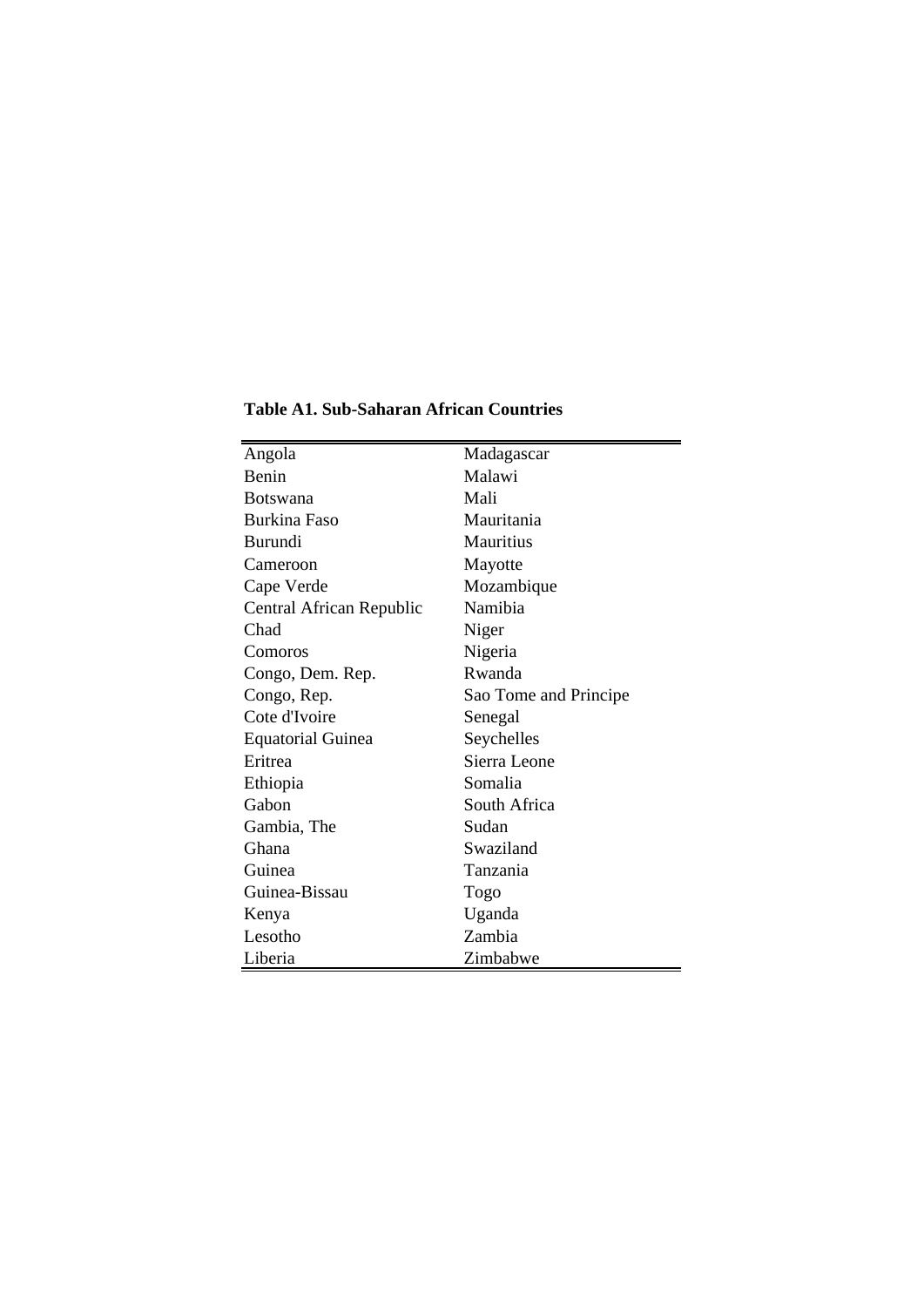**Table A1. Sub-Saharan African Countries**

| | |
|---|---|
| Angola | Madagascar |
| Benin | Malawi |
| Botswana | Mali |
| Burkina Faso | Mauritania |
| Burundi | Mauritius |
| Cameroon | Mayotte |
| Cape Verde | Mozambique |
| Central African Republic | Namibia |
| Chad | Niger |
| Comoros | Nigeria |
| Congo, Dem. Rep. | Rwanda |
| Congo, Rep. | Sao Tome and Principe |
| Cote d'Ivoire | Senegal |
| Equatorial Guinea | Seychelles |
| Eritrea | Sierra Leone |
| Ethiopia | Somalia |
| Gabon | South Africa |
| Gambia, The | Sudan |
| Ghana | Swaziland |
| Guinea | Tanzania |
| Guinea-Bissau | Togo |
| Kenya | Uganda |
| Lesotho | Zambia |
| Liberia | Zimbabwe |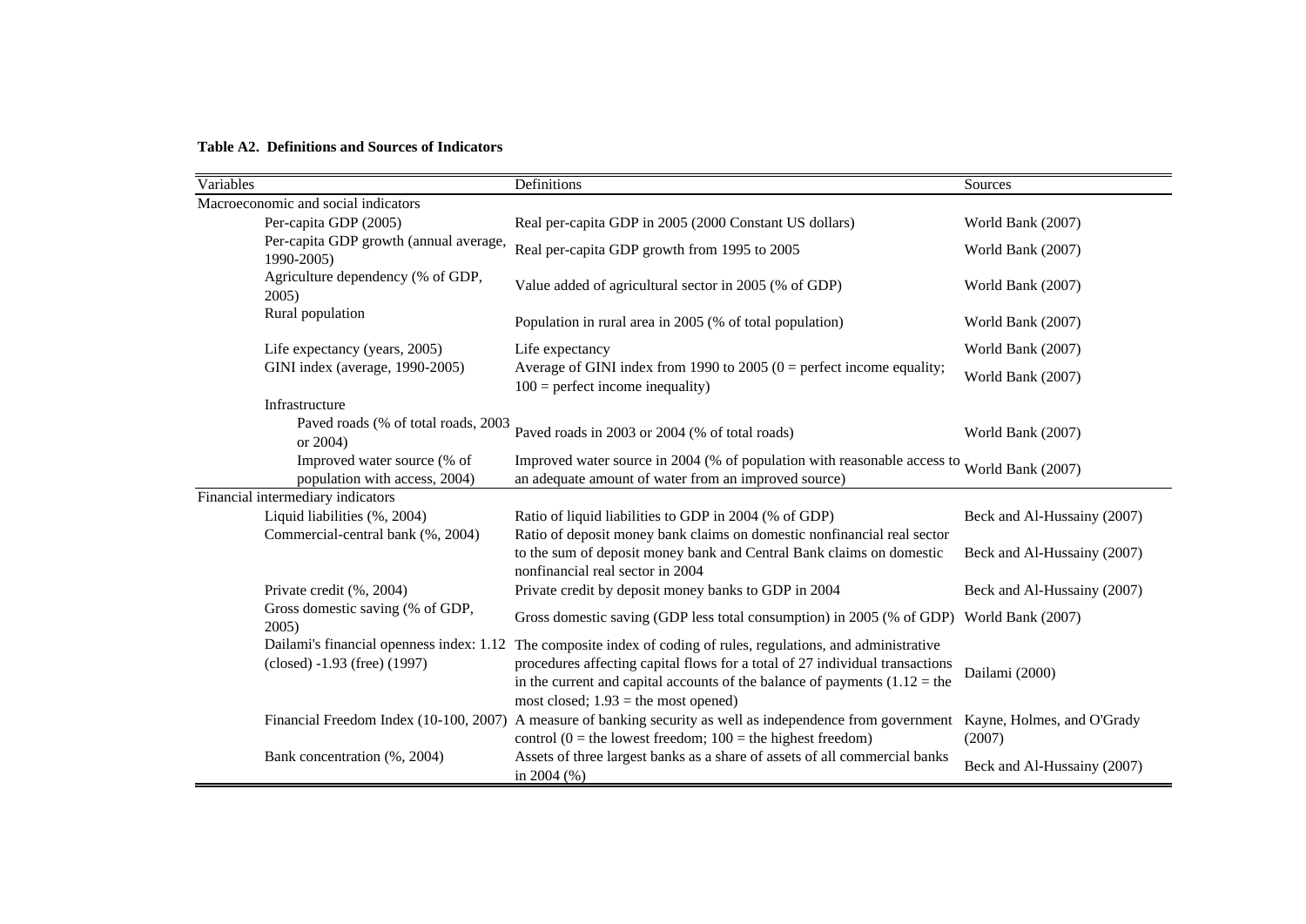**Table A2. Definitions and Sources of Indicators**

| Variables | Definitions | Sources |
|---|---|---|
| Macroeconomic and social indicators | | |
| Per-capita GDP (2005) | Real per-capita GDP in 2005 (2000 Constant US dollars) | World Bank (2007) |
| Per-capita GDP growth (annual average, 1990-2005) | Real per-capita GDP growth from 1995 to 2005 | World Bank (2007) |
| Agriculture dependency (% of GDP, 2005) | Value added of agricultural sector in 2005 (% of GDP) | World Bank (2007) |
| Rural population | Population in rural area in 2005 (% of total population) | World Bank (2007) |
| Life expectancy (years, 2005) | Life expectancy | World Bank (2007) |
| GINI index (average, 1990-2005) | Average of GINI index from 1990 to 2005 (0 = perfect income equality; 100 = perfect income inequality) | World Bank (2007) |
| Infrastructure | | |
| Paved roads (% of total roads, 2003 or 2004) | Paved roads in 2003 or 2004 (% of total roads) | World Bank (2007) |
| Improved water source (% of population with access, 2004) | Improved water source in 2004 (% of population with reasonable access to an adequate amount of water from an improved source) | World Bank (2007) |
| Financial intermediary indicators | | |
| Liquid liabilities (%, 2004) | Ratio of liquid liabilities to GDP in 2004 (% of GDP) | Beck and Al-Hussainy (2007) |
| Commercial-central bank (%, 2004) | Ratio of deposit money bank claims on domestic nonfinancial real sector to the sum of deposit money bank and Central Bank claims on domestic nonfinancial real sector in 2004 | Beck and Al-Hussainy (2007) |
| Private credit (%, 2004) | Private credit by deposit money banks to GDP in 2004 | Beck and Al-Hussainy (2007) |
| Gross domestic saving (% of GDP, 2005) | Gross domestic saving (GDP less total consumption) in 2005 (% of GDP) | World Bank (2007) |
| Dailami's financial openness index: 1.12 (closed) -1.93 (free) (1997) | The composite index of coding of rules, regulations, and administrative procedures affecting capital flows for a total of 27 individual transactions in the current and capital accounts of the balance of payments (1.12 = the most closed; 1.93 = the most opened) | Dailami (2000) |
| Financial Freedom Index (10-100, 2007) | A measure of banking security as well as independence from government control (0 = the lowest freedom; 100 = the highest freedom) | Kayne, Holmes, and O'Grady (2007) |
| Bank concentration (%, 2004) | Assets of three largest banks as a share of assets of all commercial banks in 2004 (%) | Beck and Al-Hussainy (2007) |